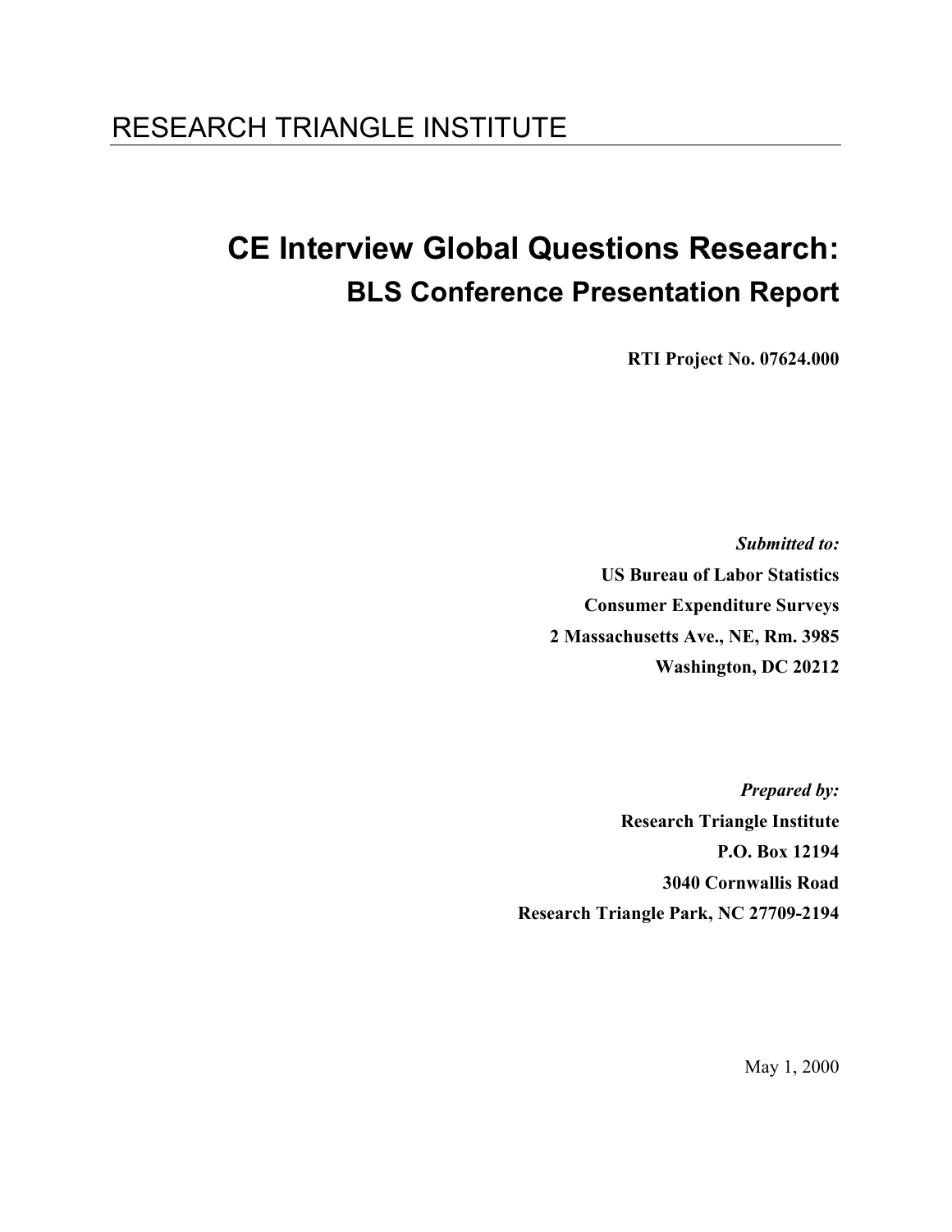RESEARCH TRIANGLE INSTITUTE

# CE Interview Global Questions Research:

## BLS Conference Presentation Report

**RTI Project No. 07624.000**

***Submitted to:***

**US Bureau of Labor Statistics**
**Consumer Expenditure Surveys**
**2 Massachusetts Ave., NE, Rm. 3985**
**Washington, DC 20212**

***Prepared by:***

**Research Triangle Institute**
**P.O. Box 12194**
**3040 Cornwallis Road**
**Research Triangle Park, NC 27709-2194**

May 1, 2000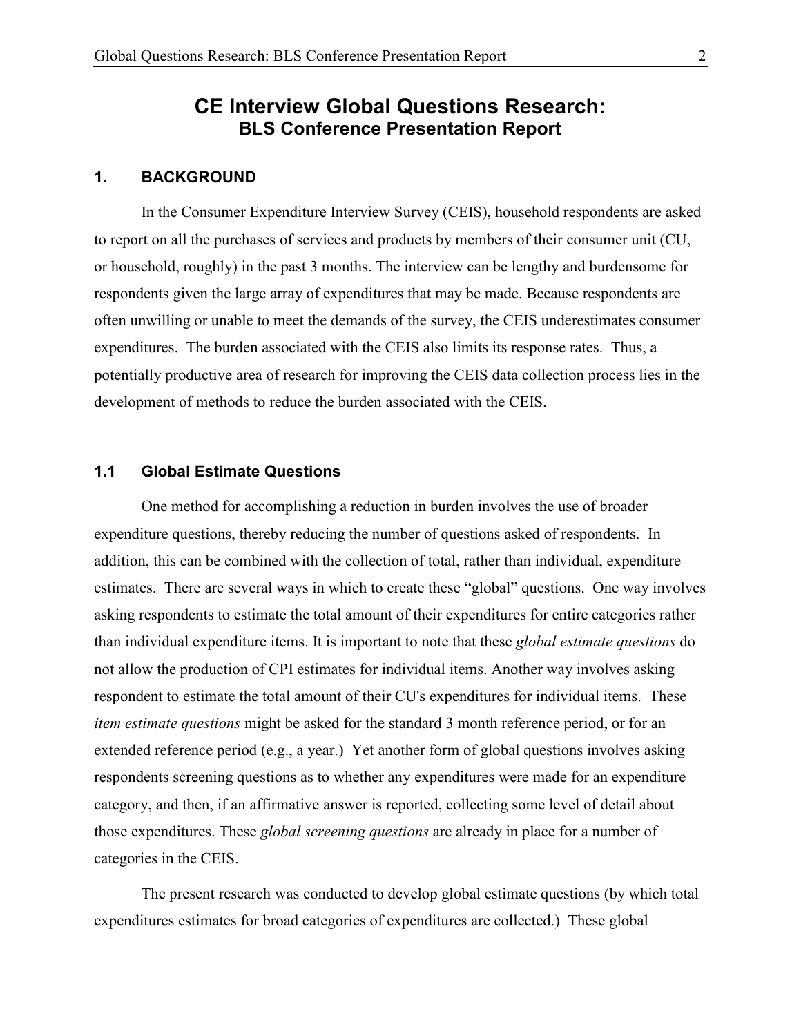# CE Interview Global Questions Research:
## BLS Conference Presentation Report

### 1. BACKGROUND

In the Consumer Expenditure Interview Survey (CEIS), household respondents are asked to report on all the purchases of services and products by members of their consumer unit (CU, or household, roughly) in the past 3 months. The interview can be lengthy and burdensome for respondents given the large array of expenditures that may be made. Because respondents are often unwilling or unable to meet the demands of the survey, the CEIS underestimates consumer expenditures. The burden associated with the CEIS also limits its response rates. Thus, a potentially productive area of research for improving the CEIS data collection process lies in the development of methods to reduce the burden associated with the CEIS.

### 1.1 Global Estimate Questions

One method for accomplishing a reduction in burden involves the use of broader expenditure questions, thereby reducing the number of questions asked of respondents. In addition, this can be combined with the collection of total, rather than individual, expenditure estimates. There are several ways in which to create these "global" questions. One way involves asking respondents to estimate the total amount of their expenditures for entire categories rather than individual expenditure items. It is important to note that these *global estimate questions* do not allow the production of CPI estimates for individual items. Another way involves asking respondent to estimate the total amount of their CU's expenditures for individual items. These *item estimate questions* might be asked for the standard 3 month reference period, or for an extended reference period (e.g., a year.) Yet another form of global questions involves asking respondents screening questions as to whether any expenditures were made for an expenditure category, and then, if an affirmative answer is reported, collecting some level of detail about those expenditures. These *global screening questions* are already in place for a number of categories in the CEIS.

The present research was conducted to develop global estimate questions (by which total expenditures estimates for broad categories of expenditures are collected.) These global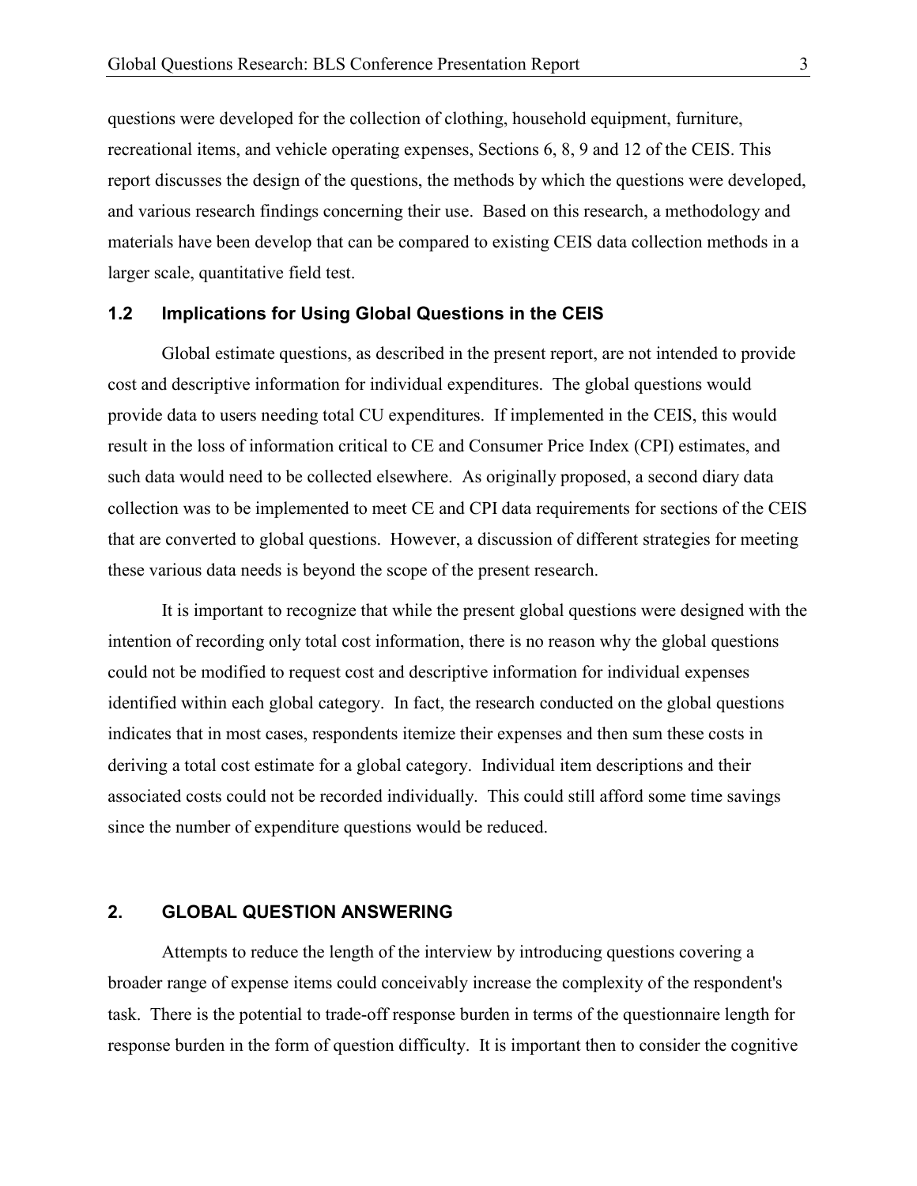questions were developed for the collection of clothing, household equipment, furniture, recreational items, and vehicle operating expenses, Sections 6, 8, 9 and 12 of the CEIS. This report discusses the design of the questions, the methods by which the questions were developed, and various research findings concerning their use. Based on this research, a methodology and materials have been develop that can be compared to existing CEIS data collection methods in a larger scale, quantitative field test.

### 1.2 Implications for Using Global Questions in the CEIS

Global estimate questions, as described in the present report, are not intended to provide cost and descriptive information for individual expenditures. The global questions would provide data to users needing total CU expenditures. If implemented in the CEIS, this would result in the loss of information critical to CE and Consumer Price Index (CPI) estimates, and such data would need to be collected elsewhere. As originally proposed, a second diary data collection was to be implemented to meet CE and CPI data requirements for sections of the CEIS that are converted to global questions. However, a discussion of different strategies for meeting these various data needs is beyond the scope of the present research.

It is important to recognize that while the present global questions were designed with the intention of recording only total cost information, there is no reason why the global questions could not be modified to request cost and descriptive information for individual expenses identified within each global category. In fact, the research conducted on the global questions indicates that in most cases, respondents itemize their expenses and then sum these costs in deriving a total cost estimate for a global category. Individual item descriptions and their associated costs could not be recorded individually. This could still afford some time savings since the number of expenditure questions would be reduced.

## 2. GLOBAL QUESTION ANSWERING

Attempts to reduce the length of the interview by introducing questions covering a broader range of expense items could conceivably increase the complexity of the respondent's task. There is the potential to trade-off response burden in terms of the questionnaire length for response burden in the form of question difficulty. It is important then to consider the cognitive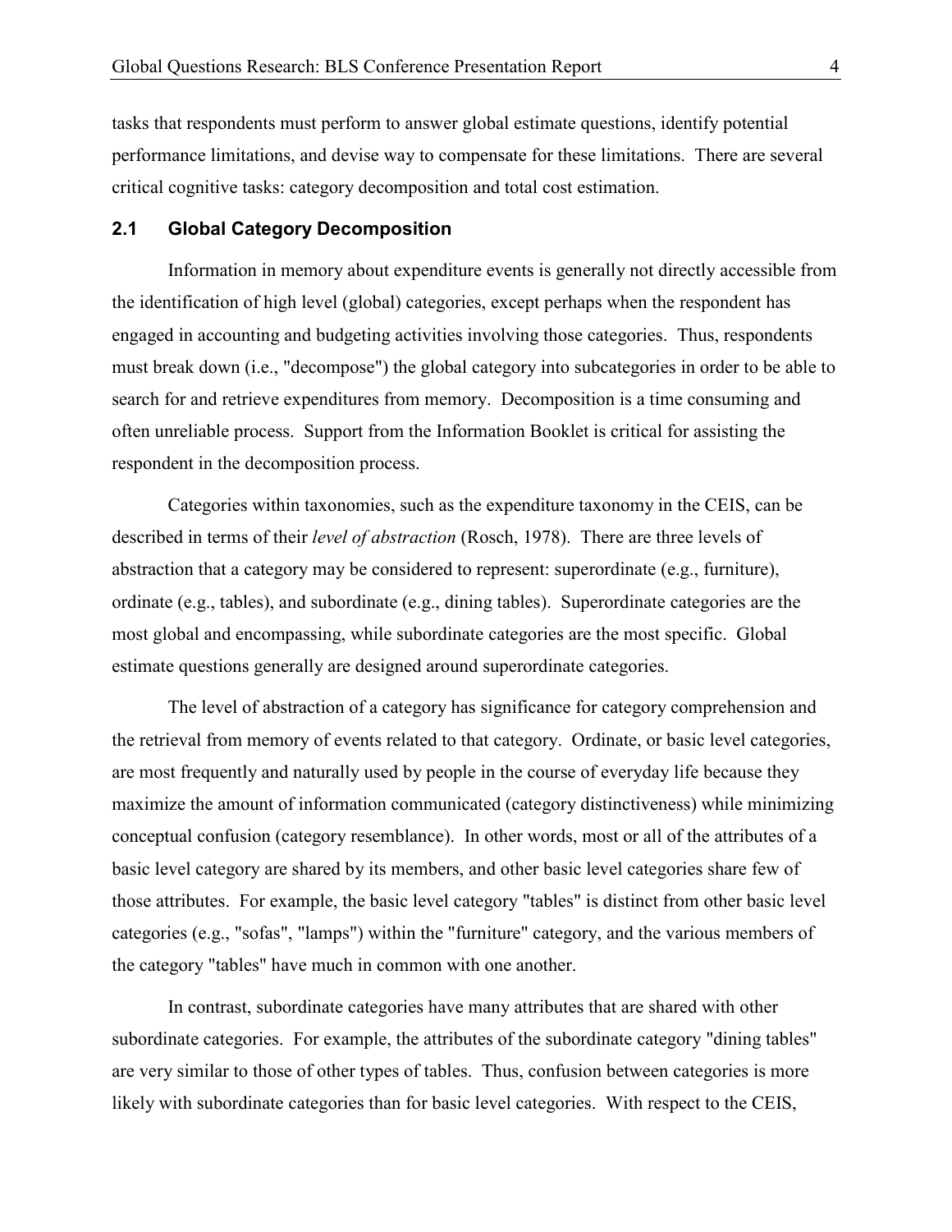tasks that respondents must perform to answer global estimate questions, identify potential performance limitations, and devise way to compensate for these limitations. There are several critical cognitive tasks: category decomposition and total cost estimation.

## 2.1 Global Category Decomposition

Information in memory about expenditure events is generally not directly accessible from the identification of high level (global) categories, except perhaps when the respondent has engaged in accounting and budgeting activities involving those categories. Thus, respondents must break down (i.e., "decompose") the global category into subcategories in order to be able to search for and retrieve expenditures from memory. Decomposition is a time consuming and often unreliable process. Support from the Information Booklet is critical for assisting the respondent in the decomposition process.

Categories within taxonomies, such as the expenditure taxonomy in the CEIS, can be described in terms of their *level of abstraction* (Rosch, 1978). There are three levels of abstraction that a category may be considered to represent: superordinate (e.g., furniture), ordinate (e.g., tables), and subordinate (e.g., dining tables). Superordinate categories are the most global and encompassing, while subordinate categories are the most specific. Global estimate questions generally are designed around superordinate categories.

The level of abstraction of a category has significance for category comprehension and the retrieval from memory of events related to that category. Ordinate, or basic level categories, are most frequently and naturally used by people in the course of everyday life because they maximize the amount of information communicated (category distinctiveness) while minimizing conceptual confusion (category resemblance). In other words, most or all of the attributes of a basic level category are shared by its members, and other basic level categories share few of those attributes. For example, the basic level category "tables" is distinct from other basic level categories (e.g., "sofas", "lamps") within the "furniture" category, and the various members of the category "tables" have much in common with one another.

In contrast, subordinate categories have many attributes that are shared with other subordinate categories. For example, the attributes of the subordinate category "dining tables" are very similar to those of other types of tables. Thus, confusion between categories is more likely with subordinate categories than for basic level categories. With respect to the CEIS,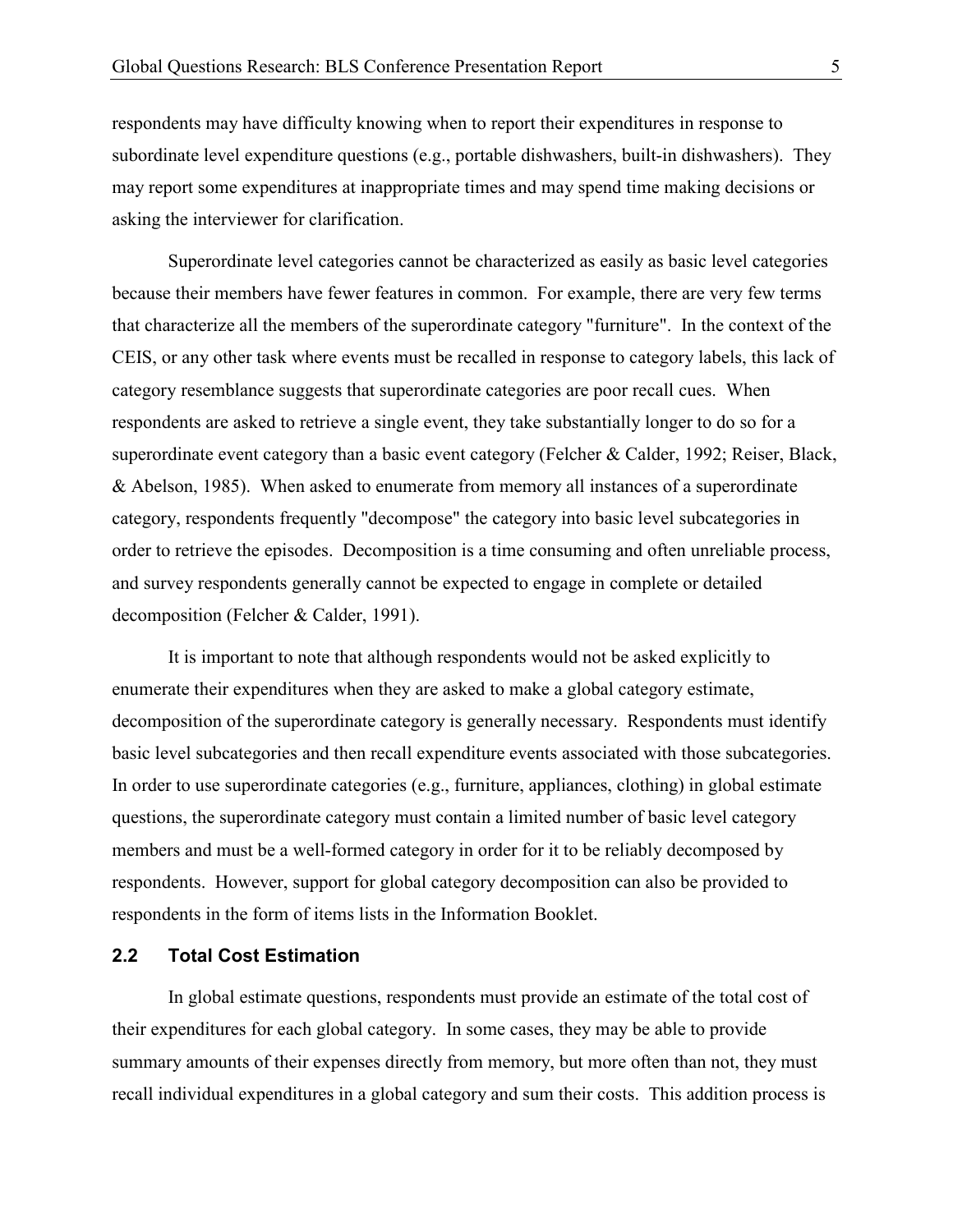respondents may have difficulty knowing when to report their expenditures in response to subordinate level expenditure questions (e.g., portable dishwashers, built-in dishwashers). They may report some expenditures at inappropriate times and may spend time making decisions or asking the interviewer for clarification.

Superordinate level categories cannot be characterized as easily as basic level categories because their members have fewer features in common. For example, there are very few terms that characterize all the members of the superordinate category "furniture". In the context of the CEIS, or any other task where events must be recalled in response to category labels, this lack of category resemblance suggests that superordinate categories are poor recall cues. When respondents are asked to retrieve a single event, they take substantially longer to do so for a superordinate event category than a basic event category (Felcher & Calder, 1992; Reiser, Black, & Abelson, 1985). When asked to enumerate from memory all instances of a superordinate category, respondents frequently "decompose" the category into basic level subcategories in order to retrieve the episodes. Decomposition is a time consuming and often unreliable process, and survey respondents generally cannot be expected to engage in complete or detailed decomposition (Felcher & Calder, 1991).

It is important to note that although respondents would not be asked explicitly to enumerate their expenditures when they are asked to make a global category estimate, decomposition of the superordinate category is generally necessary. Respondents must identify basic level subcategories and then recall expenditure events associated with those subcategories. In order to use superordinate categories (e.g., furniture, appliances, clothing) in global estimate questions, the superordinate category must contain a limited number of basic level category members and must be a well-formed category in order for it to be reliably decomposed by respondents. However, support for global category decomposition can also be provided to respondents in the form of items lists in the Information Booklet.

### 2.2 Total Cost Estimation

In global estimate questions, respondents must provide an estimate of the total cost of their expenditures for each global category. In some cases, they may be able to provide summary amounts of their expenses directly from memory, but more often than not, they must recall individual expenditures in a global category and sum their costs. This addition process is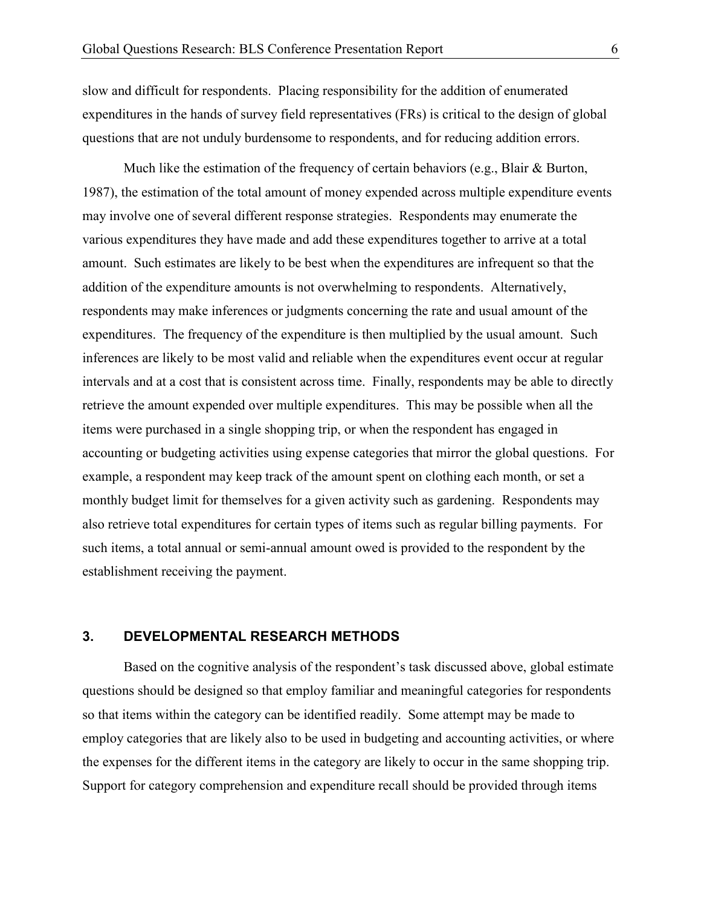slow and difficult for respondents. Placing responsibility for the addition of enumerated expenditures in the hands of survey field representatives (FRs) is critical to the design of global questions that are not unduly burdensome to respondents, and for reducing addition errors.

Much like the estimation of the frequency of certain behaviors (e.g., Blair & Burton, 1987), the estimation of the total amount of money expended across multiple expenditure events may involve one of several different response strategies. Respondents may enumerate the various expenditures they have made and add these expenditures together to arrive at a total amount. Such estimates are likely to be best when the expenditures are infrequent so that the addition of the expenditure amounts is not overwhelming to respondents. Alternatively, respondents may make inferences or judgments concerning the rate and usual amount of the expenditures. The frequency of the expenditure is then multiplied by the usual amount. Such inferences are likely to be most valid and reliable when the expenditures event occur at regular intervals and at a cost that is consistent across time. Finally, respondents may be able to directly retrieve the amount expended over multiple expenditures. This may be possible when all the items were purchased in a single shopping trip, or when the respondent has engaged in accounting or budgeting activities using expense categories that mirror the global questions. For example, a respondent may keep track of the amount spent on clothing each month, or set a monthly budget limit for themselves for a given activity such as gardening. Respondents may also retrieve total expenditures for certain types of items such as regular billing payments. For such items, a total annual or semi-annual amount owed is provided to the respondent by the establishment receiving the payment.

## 3. DEVELOPMENTAL RESEARCH METHODS

Based on the cognitive analysis of the respondent's task discussed above, global estimate questions should be designed so that employ familiar and meaningful categories for respondents so that items within the category can be identified readily. Some attempt may be made to employ categories that are likely also to be used in budgeting and accounting activities, or where the expenses for the different items in the category are likely to occur in the same shopping trip. Support for category comprehension and expenditure recall should be provided through items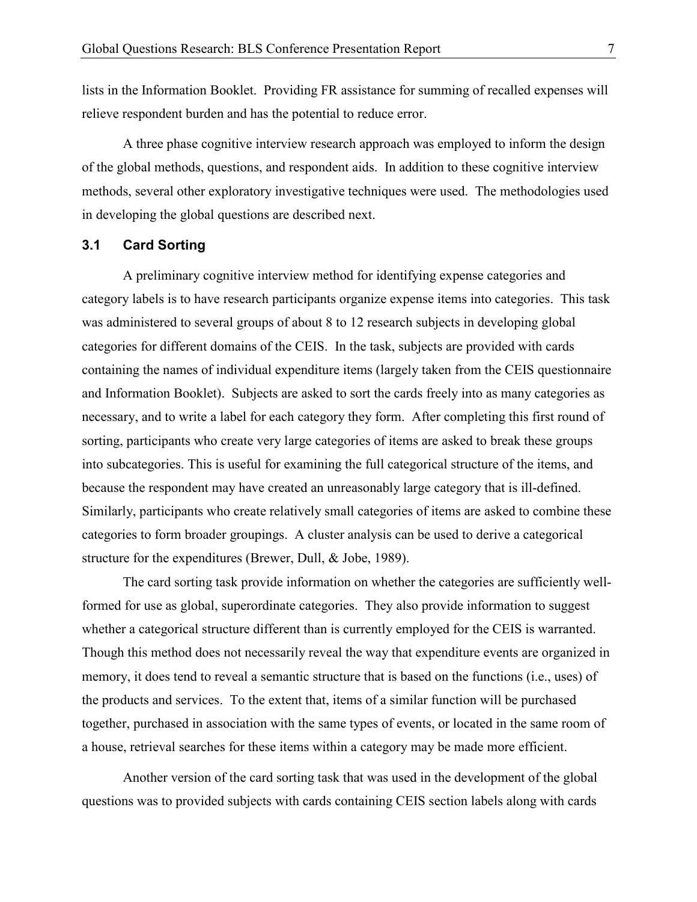lists in the Information Booklet. Providing FR assistance for summing of recalled expenses will relieve respondent burden and has the potential to reduce error.

A three phase cognitive interview research approach was employed to inform the design of the global methods, questions, and respondent aids. In addition to these cognitive interview methods, several other exploratory investigative techniques were used. The methodologies used in developing the global questions are described next.

### 3.1 Card Sorting

A preliminary cognitive interview method for identifying expense categories and category labels is to have research participants organize expense items into categories. This task was administered to several groups of about 8 to 12 research subjects in developing global categories for different domains of the CEIS. In the task, subjects are provided with cards containing the names of individual expenditure items (largely taken from the CEIS questionnaire and Information Booklet). Subjects are asked to sort the cards freely into as many categories as necessary, and to write a label for each category they form. After completing this first round of sorting, participants who create very large categories of items are asked to break these groups into subcategories. This is useful for examining the full categorical structure of the items, and because the respondent may have created an unreasonably large category that is ill-defined. Similarly, participants who create relatively small categories of items are asked to combine these categories to form broader groupings. A cluster analysis can be used to derive a categorical structure for the expenditures (Brewer, Dull, & Jobe, 1989).

The card sorting task provide information on whether the categories are sufficiently well-formed for use as global, superordinate categories. They also provide information to suggest whether a categorical structure different than is currently employed for the CEIS is warranted. Though this method does not necessarily reveal the way that expenditure events are organized in memory, it does tend to reveal a semantic structure that is based on the functions (i.e., uses) of the products and services. To the extent that, items of a similar function will be purchased together, purchased in association with the same types of events, or located in the same room of a house, retrieval searches for these items within a category may be made more efficient.

Another version of the card sorting task that was used in the development of the global questions was to provided subjects with cards containing CEIS section labels along with cards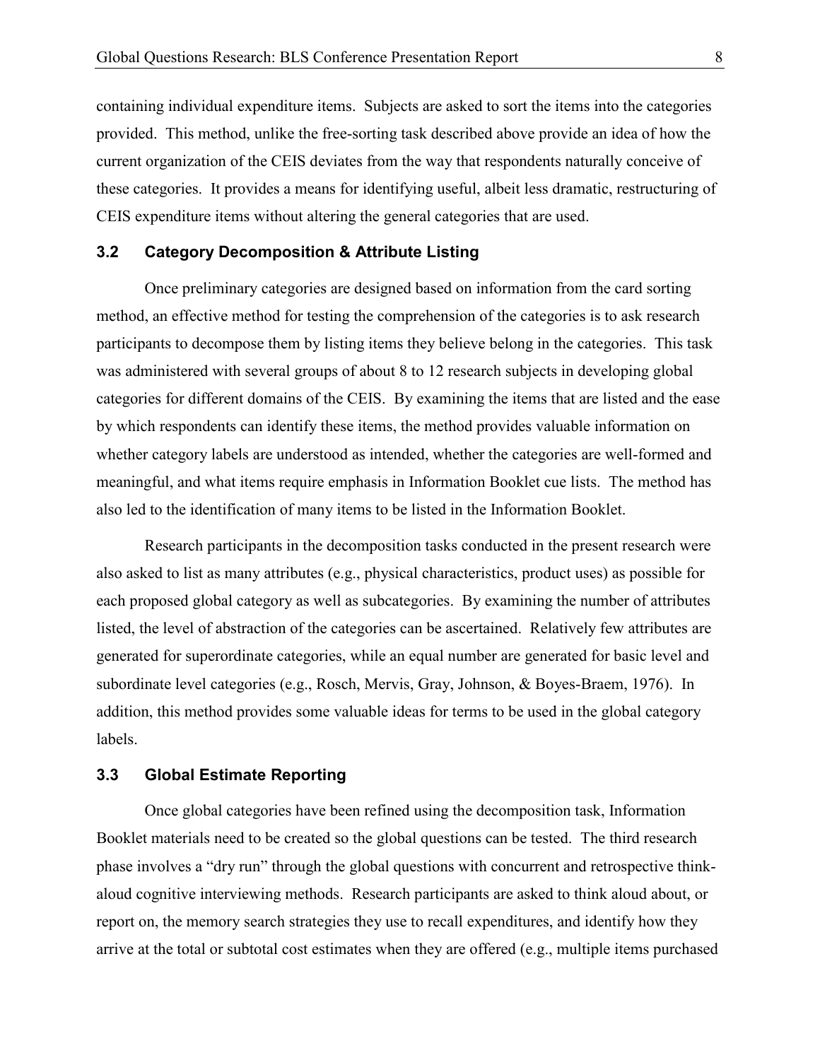containing individual expenditure items. Subjects are asked to sort the items into the categories provided. This method, unlike the free-sorting task described above provide an idea of how the current organization of the CEIS deviates from the way that respondents naturally conceive of these categories. It provides a means for identifying useful, albeit less dramatic, restructuring of CEIS expenditure items without altering the general categories that are used.

### 3.2 Category Decomposition & Attribute Listing

Once preliminary categories are designed based on information from the card sorting method, an effective method for testing the comprehension of the categories is to ask research participants to decompose them by listing items they believe belong in the categories. This task was administered with several groups of about 8 to 12 research subjects in developing global categories for different domains of the CEIS. By examining the items that are listed and the ease by which respondents can identify these items, the method provides valuable information on whether category labels are understood as intended, whether the categories are well-formed and meaningful, and what items require emphasis in Information Booklet cue lists. The method has also led to the identification of many items to be listed in the Information Booklet.

Research participants in the decomposition tasks conducted in the present research were also asked to list as many attributes (e.g., physical characteristics, product uses) as possible for each proposed global category as well as subcategories. By examining the number of attributes listed, the level of abstraction of the categories can be ascertained. Relatively few attributes are generated for superordinate categories, while an equal number are generated for basic level and subordinate level categories (e.g., Rosch, Mervis, Gray, Johnson, & Boyes-Braem, 1976). In addition, this method provides some valuable ideas for terms to be used in the global category labels.

### 3.3 Global Estimate Reporting

Once global categories have been refined using the decomposition task, Information Booklet materials need to be created so the global questions can be tested. The third research phase involves a "dry run" through the global questions with concurrent and retrospective think-aloud cognitive interviewing methods. Research participants are asked to think aloud about, or report on, the memory search strategies they use to recall expenditures, and identify how they arrive at the total or subtotal cost estimates when they are offered (e.g., multiple items purchased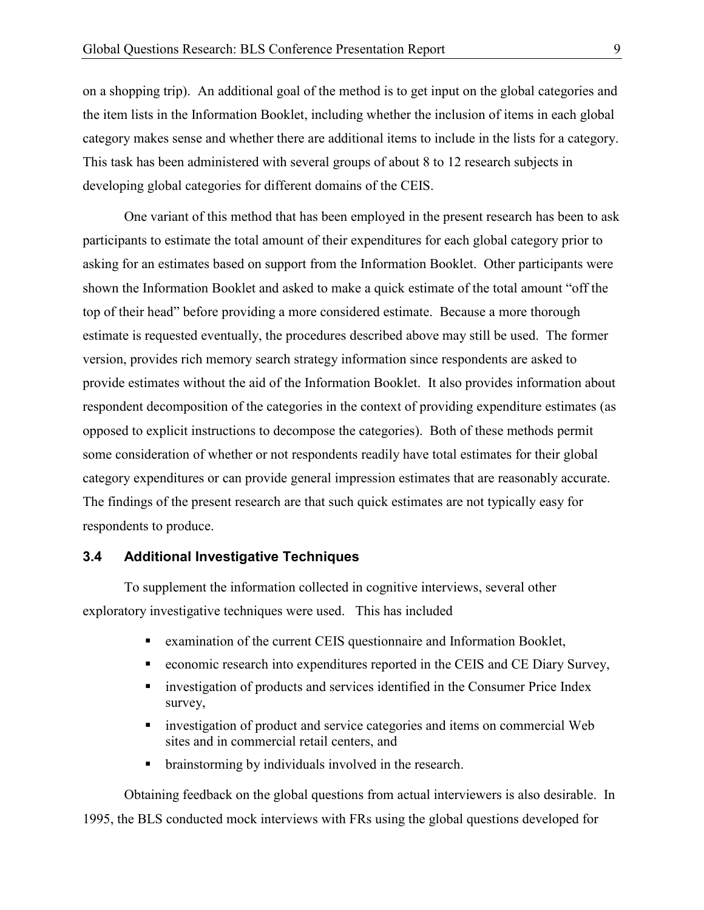on a shopping trip). An additional goal of the method is to get input on the global categories and the item lists in the Information Booklet, including whether the inclusion of items in each global category makes sense and whether there are additional items to include in the lists for a category. This task has been administered with several groups of about 8 to 12 research subjects in developing global categories for different domains of the CEIS.

One variant of this method that has been employed in the present research has been to ask participants to estimate the total amount of their expenditures for each global category prior to asking for an estimates based on support from the Information Booklet. Other participants were shown the Information Booklet and asked to make a quick estimate of the total amount "off the top of their head" before providing a more considered estimate. Because a more thorough estimate is requested eventually, the procedures described above may still be used. The former version, provides rich memory search strategy information since respondents are asked to provide estimates without the aid of the Information Booklet. It also provides information about respondent decomposition of the categories in the context of providing expenditure estimates (as opposed to explicit instructions to decompose the categories). Both of these methods permit some consideration of whether or not respondents readily have total estimates for their global category expenditures or can provide general impression estimates that are reasonably accurate. The findings of the present research are that such quick estimates are not typically easy for respondents to produce.

### 3.4 Additional Investigative Techniques

To supplement the information collected in cognitive interviews, several other exploratory investigative techniques were used. This has included

- examination of the current CEIS questionnaire and Information Booklet,
- economic research into expenditures reported in the CEIS and CE Diary Survey,
- investigation of products and services identified in the Consumer Price Index survey,
- investigation of product and service categories and items on commercial Web sites and in commercial retail centers, and
- brainstorming by individuals involved in the research.

Obtaining feedback on the global questions from actual interviewers is also desirable. In 1995, the BLS conducted mock interviews with FRs using the global questions developed for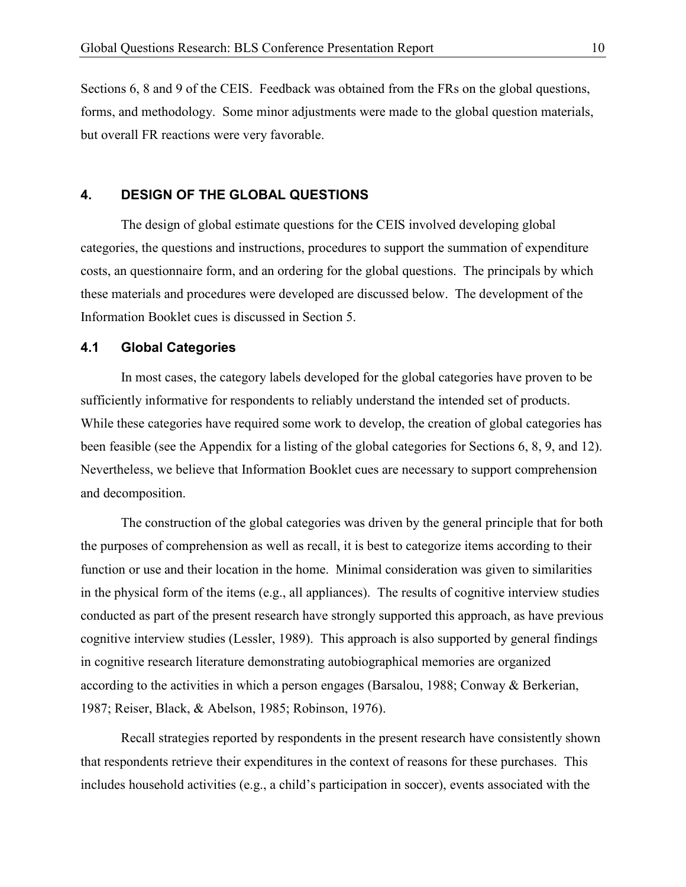Sections 6, 8 and 9 of the CEIS. Feedback was obtained from the FRs on the global questions, forms, and methodology. Some minor adjustments were made to the global question materials, but overall FR reactions were very favorable.

## 4. DESIGN OF THE GLOBAL QUESTIONS

The design of global estimate questions for the CEIS involved developing global categories, the questions and instructions, procedures to support the summation of expenditure costs, an questionnaire form, and an ordering for the global questions. The principals by which these materials and procedures were developed are discussed below. The development of the Information Booklet cues is discussed in Section 5.

### 4.1 Global Categories

In most cases, the category labels developed for the global categories have proven to be sufficiently informative for respondents to reliably understand the intended set of products. While these categories have required some work to develop, the creation of global categories has been feasible (see the Appendix for a listing of the global categories for Sections 6, 8, 9, and 12). Nevertheless, we believe that Information Booklet cues are necessary to support comprehension and decomposition.

The construction of the global categories was driven by the general principle that for both the purposes of comprehension as well as recall, it is best to categorize items according to their function or use and their location in the home. Minimal consideration was given to similarities in the physical form of the items (e.g., all appliances). The results of cognitive interview studies conducted as part of the present research have strongly supported this approach, as have previous cognitive interview studies (Lessler, 1989). This approach is also supported by general findings in cognitive research literature demonstrating autobiographical memories are organized according to the activities in which a person engages (Barsalou, 1988; Conway & Berkerian, 1987; Reiser, Black, & Abelson, 1985; Robinson, 1976).

Recall strategies reported by respondents in the present research have consistently shown that respondents retrieve their expenditures in the context of reasons for these purchases. This includes household activities (e.g., a child's participation in soccer), events associated with the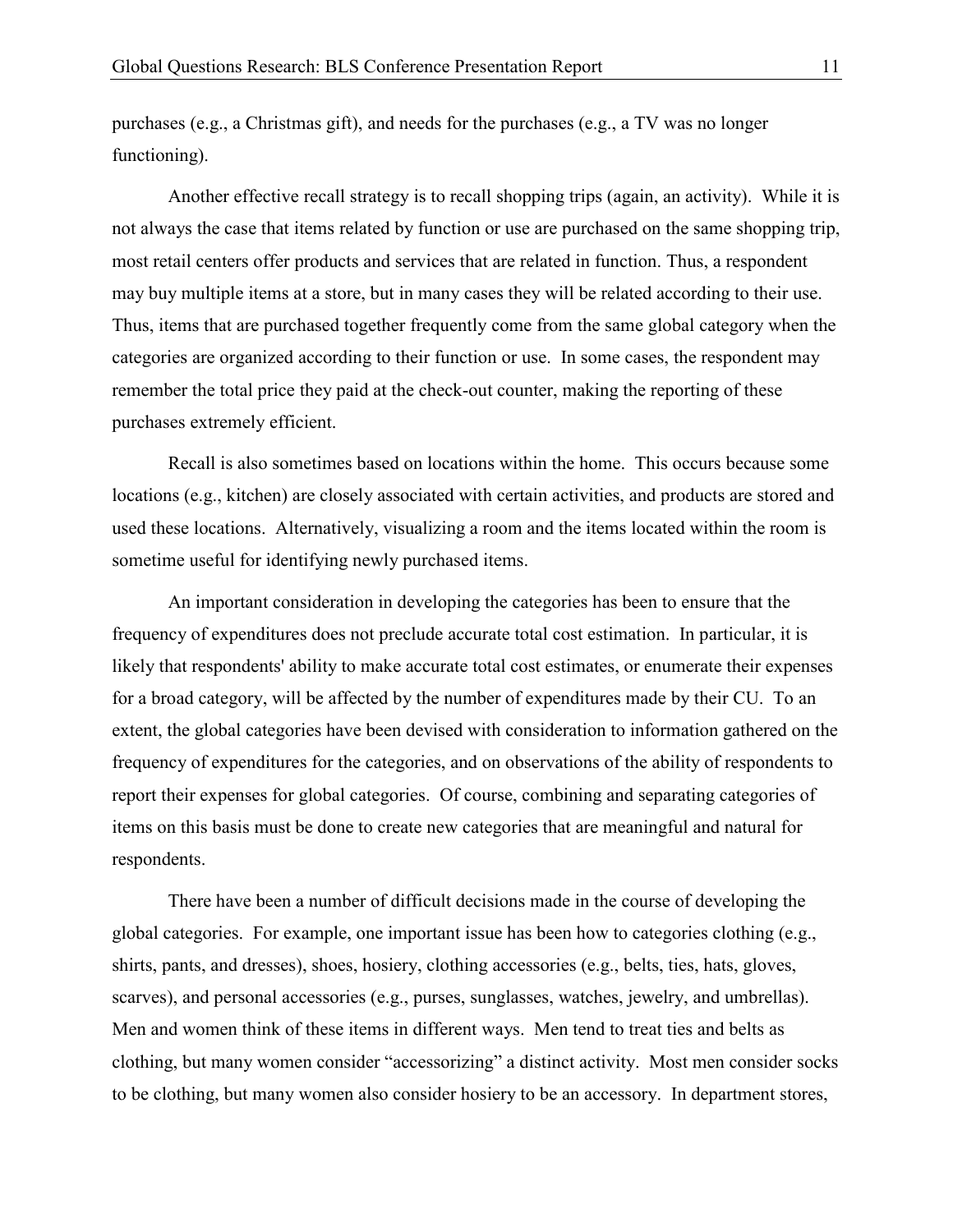purchases (e.g., a Christmas gift), and needs for the purchases (e.g., a TV was no longer functioning).

Another effective recall strategy is to recall shopping trips (again, an activity). While it is not always the case that items related by function or use are purchased on the same shopping trip, most retail centers offer products and services that are related in function. Thus, a respondent may buy multiple items at a store, but in many cases they will be related according to their use. Thus, items that are purchased together frequently come from the same global category when the categories are organized according to their function or use. In some cases, the respondent may remember the total price they paid at the check-out counter, making the reporting of these purchases extremely efficient.

Recall is also sometimes based on locations within the home. This occurs because some locations (e.g., kitchen) are closely associated with certain activities, and products are stored and used these locations. Alternatively, visualizing a room and the items located within the room is sometime useful for identifying newly purchased items.

An important consideration in developing the categories has been to ensure that the frequency of expenditures does not preclude accurate total cost estimation. In particular, it is likely that respondents' ability to make accurate total cost estimates, or enumerate their expenses for a broad category, will be affected by the number of expenditures made by their CU. To an extent, the global categories have been devised with consideration to information gathered on the frequency of expenditures for the categories, and on observations of the ability of respondents to report their expenses for global categories. Of course, combining and separating categories of items on this basis must be done to create new categories that are meaningful and natural for respondents.

There have been a number of difficult decisions made in the course of developing the global categories. For example, one important issue has been how to categories clothing (e.g., shirts, pants, and dresses), shoes, hosiery, clothing accessories (e.g., belts, ties, hats, gloves, scarves), and personal accessories (e.g., purses, sunglasses, watches, jewelry, and umbrellas). Men and women think of these items in different ways. Men tend to treat ties and belts as clothing, but many women consider "accessorizing" a distinct activity. Most men consider socks to be clothing, but many women also consider hosiery to be an accessory. In department stores,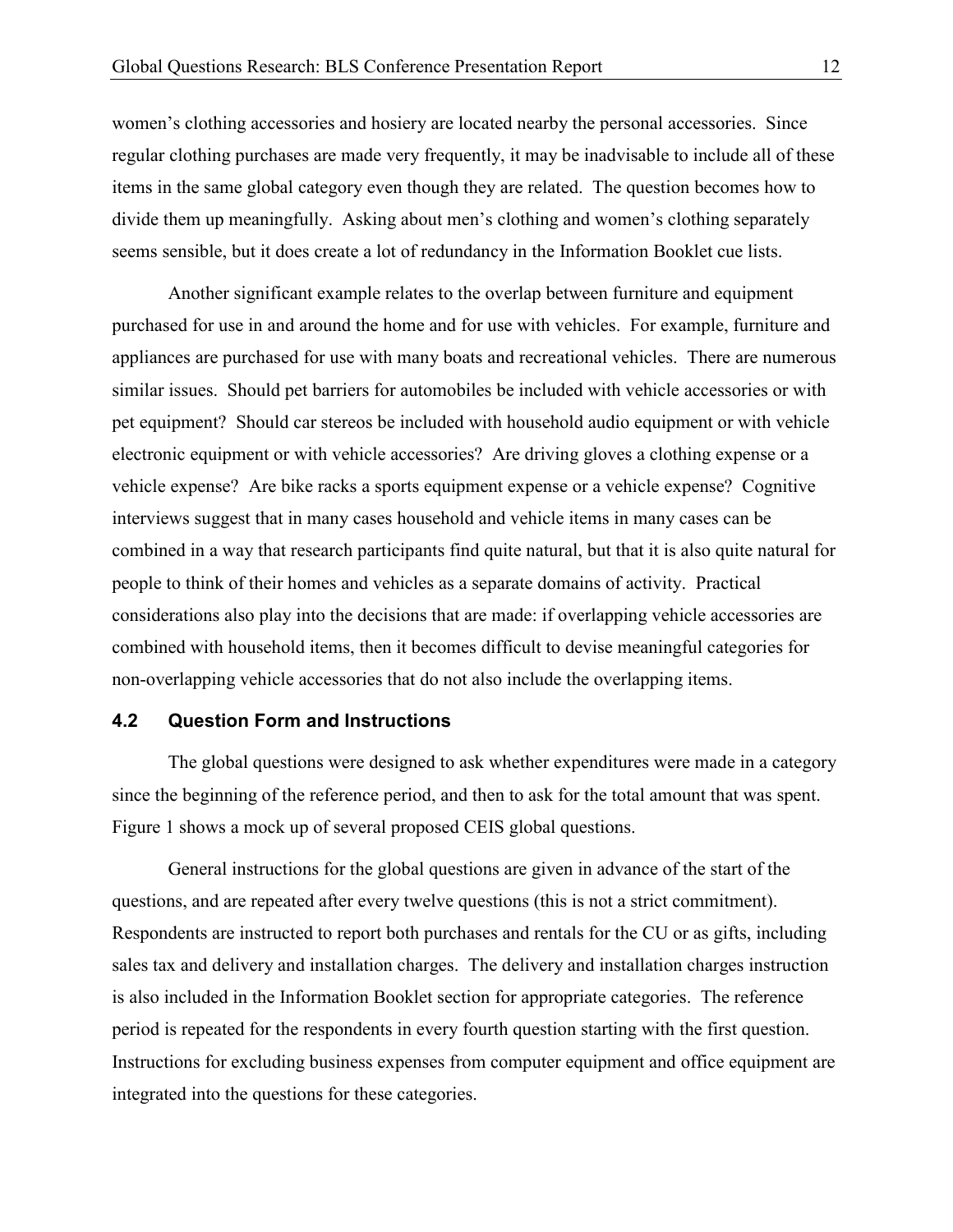women's clothing accessories and hosiery are located nearby the personal accessories. Since regular clothing purchases are made very frequently, it may be inadvisable to include all of these items in the same global category even though they are related. The question becomes how to divide them up meaningfully. Asking about men's clothing and women's clothing separately seems sensible, but it does create a lot of redundancy in the Information Booklet cue lists.

Another significant example relates to the overlap between furniture and equipment purchased for use in and around the home and for use with vehicles. For example, furniture and appliances are purchased for use with many boats and recreational vehicles. There are numerous similar issues. Should pet barriers for automobiles be included with vehicle accessories or with pet equipment? Should car stereos be included with household audio equipment or with vehicle electronic equipment or with vehicle accessories? Are driving gloves a clothing expense or a vehicle expense? Are bike racks a sports equipment expense or a vehicle expense? Cognitive interviews suggest that in many cases household and vehicle items in many cases can be combined in a way that research participants find quite natural, but that it is also quite natural for people to think of their homes and vehicles as a separate domains of activity. Practical considerations also play into the decisions that are made: if overlapping vehicle accessories are combined with household items, then it becomes difficult to devise meaningful categories for non-overlapping vehicle accessories that do not also include the overlapping items.

### 4.2 Question Form and Instructions

The global questions were designed to ask whether expenditures were made in a category since the beginning of the reference period, and then to ask for the total amount that was spent. Figure 1 shows a mock up of several proposed CEIS global questions.

General instructions for the global questions are given in advance of the start of the questions, and are repeated after every twelve questions (this is not a strict commitment). Respondents are instructed to report both purchases and rentals for the CU or as gifts, including sales tax and delivery and installation charges. The delivery and installation charges instruction is also included in the Information Booklet section for appropriate categories. The reference period is repeated for the respondents in every fourth question starting with the first question. Instructions for excluding business expenses from computer equipment and office equipment are integrated into the questions for these categories.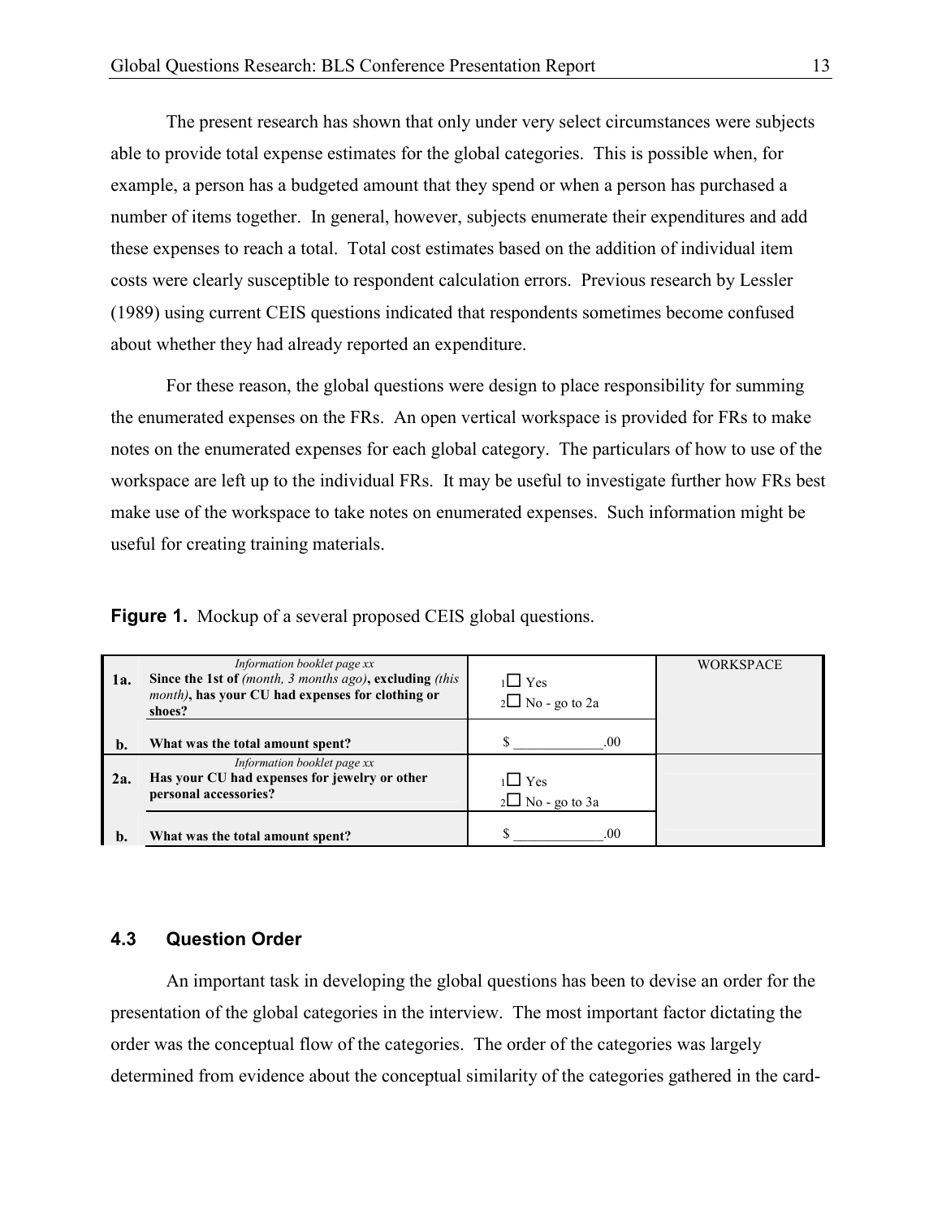The present research has shown that only under very select circumstances were subjects able to provide total expense estimates for the global categories. This is possible when, for example, a person has a budgeted amount that they spend or when a person has purchased a number of items together. In general, however, subjects enumerate their expenditures and add these expenses to reach a total. Total cost estimates based on the addition of individual item costs were clearly susceptible to respondent calculation errors. Previous research by Lessler (1989) using current CEIS questions indicated that respondents sometimes become confused about whether they had already reported an expenditure.

For these reason, the global questions were design to place responsibility for summing the enumerated expenses on the FRs. An open vertical workspace is provided for FRs to make notes on the enumerated expenses for each global category. The particulars of how to use of the workspace are left up to the individual FRs. It may be useful to investigate further how FRs best make use of the workspace to take notes on enumerated expenses. Such information might be useful for creating training materials.

**Figure 1.** Mockup of a several proposed CEIS global questions.

| | Question | Response | WORKSPACE |
|---|---|---|---|
| **1a.** | *Information booklet page xx*<br>**Since the 1st of** *(month, 3 months ago)*, **excluding** *(this month)*, **has your CU had expenses for clothing or shoes?** | ₁☐ Yes<br>₂☐ No - go to 2a | |
| **b.** | **What was the total amount spent?** | $ ____________.00 | |
| **2a.** | *Information booklet page xx*<br>**Has your CU had expenses for jewelry or other personal accessories?** | ₁☐ Yes<br>₂☐ No - go to 3a | |
| **b.** | **What was the total amount spent?** | $ ____________.00 | |

## 4.3 Question Order

An important task in developing the global questions has been to devise an order for the presentation of the global categories in the interview. The most important factor dictating the order was the conceptual flow of the categories. The order of the categories was largely determined from evidence about the conceptual similarity of the categories gathered in the card-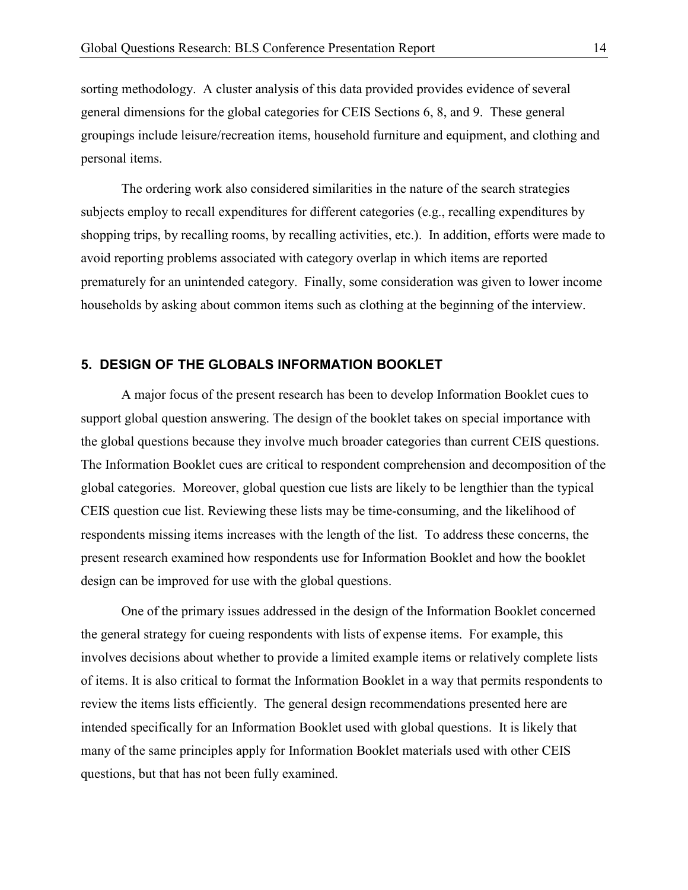sorting methodology. A cluster analysis of this data provided provides evidence of several general dimensions for the global categories for CEIS Sections 6, 8, and 9. These general groupings include leisure/recreation items, household furniture and equipment, and clothing and personal items.

The ordering work also considered similarities in the nature of the search strategies subjects employ to recall expenditures for different categories (e.g., recalling expenditures by shopping trips, by recalling rooms, by recalling activities, etc.). In addition, efforts were made to avoid reporting problems associated with category overlap in which items are reported prematurely for an unintended category. Finally, some consideration was given to lower income households by asking about common items such as clothing at the beginning of the interview.

## 5. DESIGN OF THE GLOBALS INFORMATION BOOKLET

A major focus of the present research has been to develop Information Booklet cues to support global question answering. The design of the booklet takes on special importance with the global questions because they involve much broader categories than current CEIS questions. The Information Booklet cues are critical to respondent comprehension and decomposition of the global categories. Moreover, global question cue lists are likely to be lengthier than the typical CEIS question cue list. Reviewing these lists may be time-consuming, and the likelihood of respondents missing items increases with the length of the list. To address these concerns, the present research examined how respondents use for Information Booklet and how the booklet design can be improved for use with the global questions.

One of the primary issues addressed in the design of the Information Booklet concerned the general strategy for cueing respondents with lists of expense items. For example, this involves decisions about whether to provide a limited example items or relatively complete lists of items. It is also critical to format the Information Booklet in a way that permits respondents to review the items lists efficiently. The general design recommendations presented here are intended specifically for an Information Booklet used with global questions. It is likely that many of the same principles apply for Information Booklet materials used with other CEIS questions, but that has not been fully examined.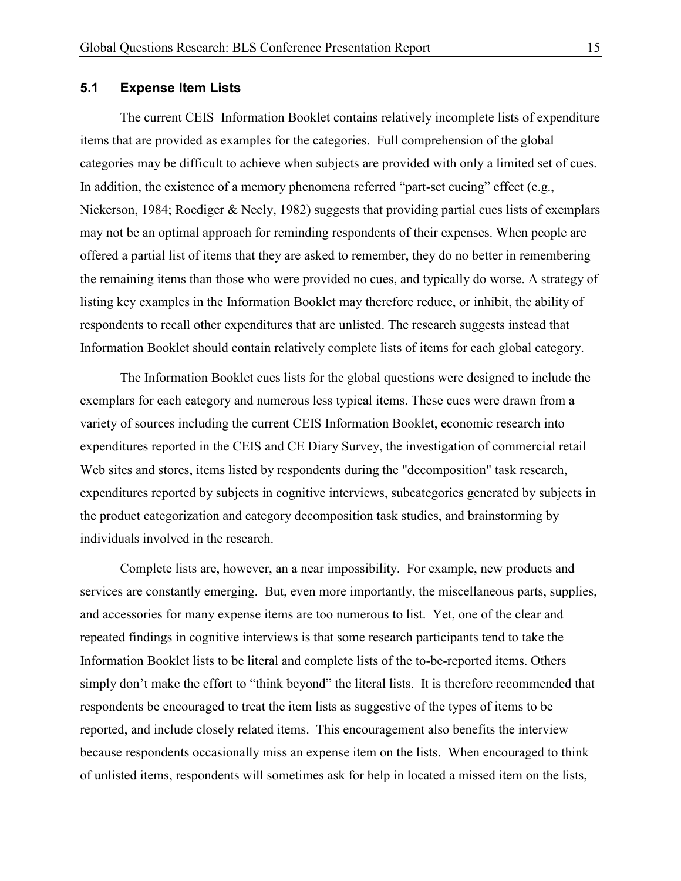### 5.1 Expense Item Lists

The current CEIS Information Booklet contains relatively incomplete lists of expenditure items that are provided as examples for the categories. Full comprehension of the global categories may be difficult to achieve when subjects are provided with only a limited set of cues. In addition, the existence of a memory phenomena referred "part-set cueing" effect (e.g., Nickerson, 1984; Roediger & Neely, 1982) suggests that providing partial cues lists of exemplars may not be an optimal approach for reminding respondents of their expenses. When people are offered a partial list of items that they are asked to remember, they do no better in remembering the remaining items than those who were provided no cues, and typically do worse. A strategy of listing key examples in the Information Booklet may therefore reduce, or inhibit, the ability of respondents to recall other expenditures that are unlisted. The research suggests instead that Information Booklet should contain relatively complete lists of items for each global category.

The Information Booklet cues lists for the global questions were designed to include the exemplars for each category and numerous less typical items. These cues were drawn from a variety of sources including the current CEIS Information Booklet, economic research into expenditures reported in the CEIS and CE Diary Survey, the investigation of commercial retail Web sites and stores, items listed by respondents during the "decomposition" task research, expenditures reported by subjects in cognitive interviews, subcategories generated by subjects in the product categorization and category decomposition task studies, and brainstorming by individuals involved in the research.

Complete lists are, however, an a near impossibility. For example, new products and services are constantly emerging. But, even more importantly, the miscellaneous parts, supplies, and accessories for many expense items are too numerous to list. Yet, one of the clear and repeated findings in cognitive interviews is that some research participants tend to take the Information Booklet lists to be literal and complete lists of the to-be-reported items. Others simply don't make the effort to "think beyond" the literal lists. It is therefore recommended that respondents be encouraged to treat the item lists as suggestive of the types of items to be reported, and include closely related items. This encouragement also benefits the interview because respondents occasionally miss an expense item on the lists. When encouraged to think of unlisted items, respondents will sometimes ask for help in located a missed item on the lists,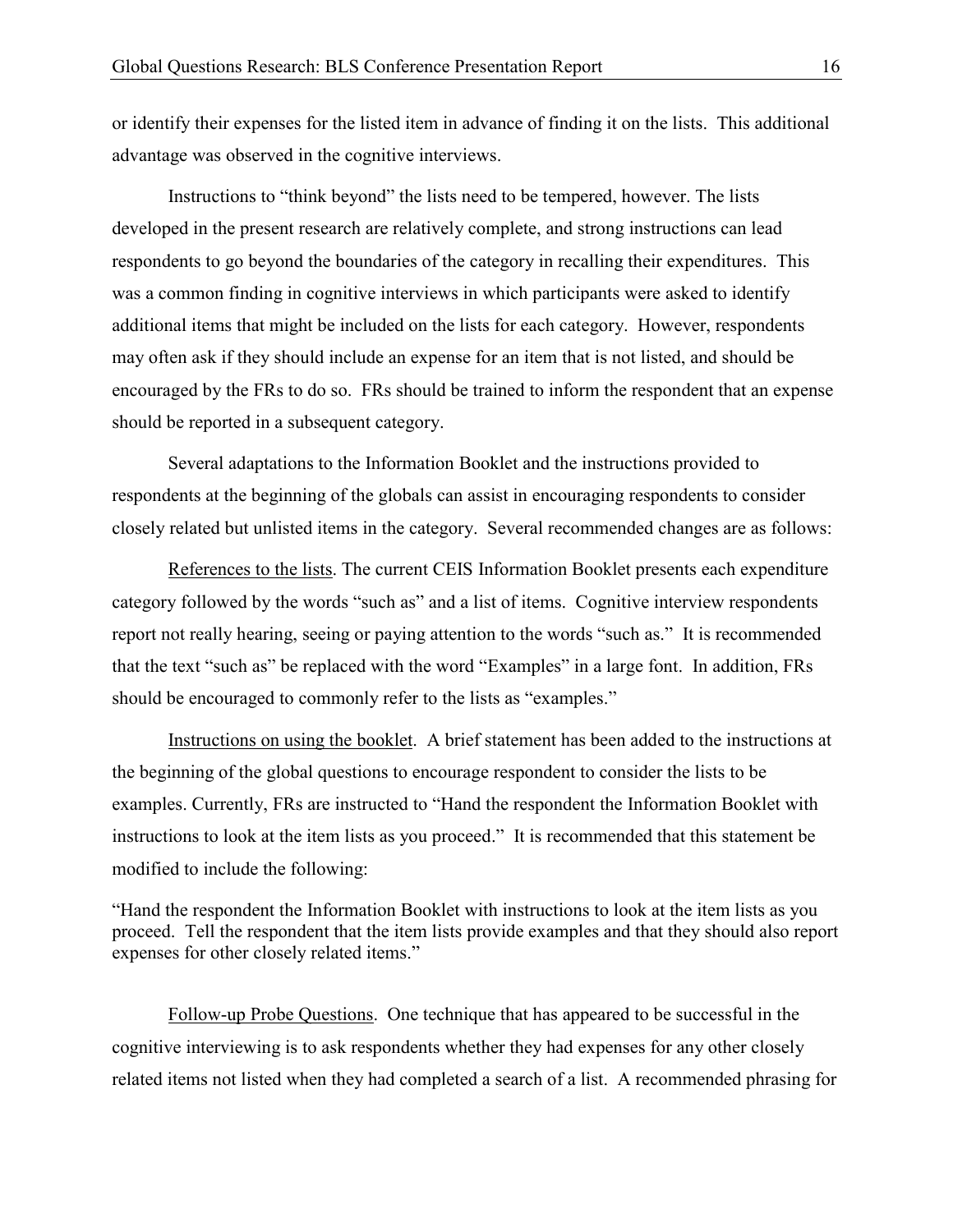or identify their expenses for the listed item in advance of finding it on the lists. This additional advantage was observed in the cognitive interviews.

Instructions to "think beyond" the lists need to be tempered, however. The lists developed in the present research are relatively complete, and strong instructions can lead respondents to go beyond the boundaries of the category in recalling their expenditures. This was a common finding in cognitive interviews in which participants were asked to identify additional items that might be included on the lists for each category. However, respondents may often ask if they should include an expense for an item that is not listed, and should be encouraged by the FRs to do so. FRs should be trained to inform the respondent that an expense should be reported in a subsequent category.

Several adaptations to the Information Booklet and the instructions provided to respondents at the beginning of the globals can assist in encouraging respondents to consider closely related but unlisted items in the category. Several recommended changes are as follows:

References to the lists. The current CEIS Information Booklet presents each expenditure category followed by the words "such as" and a list of items. Cognitive interview respondents report not really hearing, seeing or paying attention to the words "such as." It is recommended that the text "such as" be replaced with the word "Examples" in a large font. In addition, FRs should be encouraged to commonly refer to the lists as "examples."

Instructions on using the booklet. A brief statement has been added to the instructions at the beginning of the global questions to encourage respondent to consider the lists to be examples. Currently, FRs are instructed to "Hand the respondent the Information Booklet with instructions to look at the item lists as you proceed." It is recommended that this statement be modified to include the following:

"Hand the respondent the Information Booklet with instructions to look at the item lists as you proceed. Tell the respondent that the item lists provide examples and that they should also report expenses for other closely related items."

Follow-up Probe Questions. One technique that has appeared to be successful in the cognitive interviewing is to ask respondents whether they had expenses for any other closely related items not listed when they had completed a search of a list. A recommended phrasing for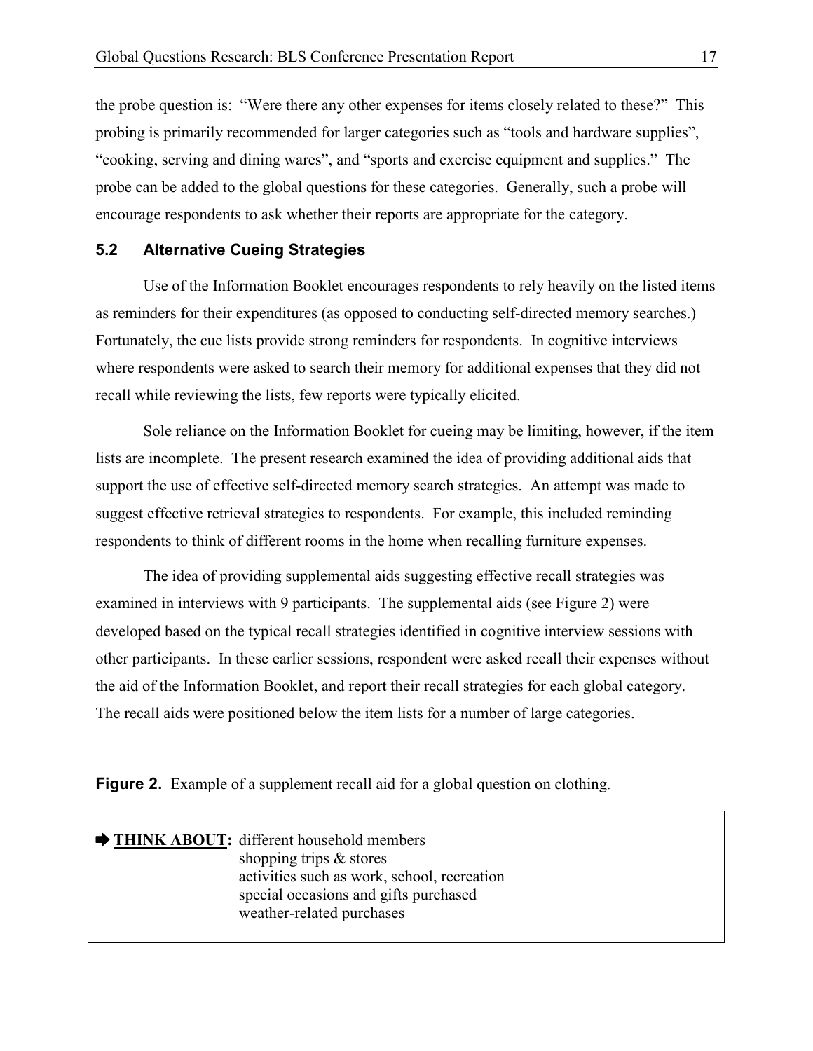the probe question is: "Were there any other expenses for items closely related to these?" This probing is primarily recommended for larger categories such as "tools and hardware supplies", "cooking, serving and dining wares", and "sports and exercise equipment and supplies." The probe can be added to the global questions for these categories. Generally, such a probe will encourage respondents to ask whether their reports are appropriate for the category.

### 5.2 Alternative Cueing Strategies

Use of the Information Booklet encourages respondents to rely heavily on the listed items as reminders for their expenditures (as opposed to conducting self-directed memory searches.) Fortunately, the cue lists provide strong reminders for respondents. In cognitive interviews where respondents were asked to search their memory for additional expenses that they did not recall while reviewing the lists, few reports were typically elicited.

Sole reliance on the Information Booklet for cueing may be limiting, however, if the item lists are incomplete. The present research examined the idea of providing additional aids that support the use of effective self-directed memory search strategies. An attempt was made to suggest effective retrieval strategies to respondents. For example, this included reminding respondents to think of different rooms in the home when recalling furniture expenses.

The idea of providing supplemental aids suggesting effective recall strategies was examined in interviews with 9 participants. The supplemental aids (see Figure 2) were developed based on the typical recall strategies identified in cognitive interview sessions with other participants. In these earlier sessions, respondent were asked recall their expenses without the aid of the Information Booklet, and report their recall strategies for each global category. The recall aids were positioned below the item lists for a number of large categories.

**Figure 2.** Example of a supplement recall aid for a global question on clothing.

➡ **THINK ABOUT:** different household members
shopping trips & stores
activities such as work, school, recreation
special occasions and gifts purchased
weather-related purchases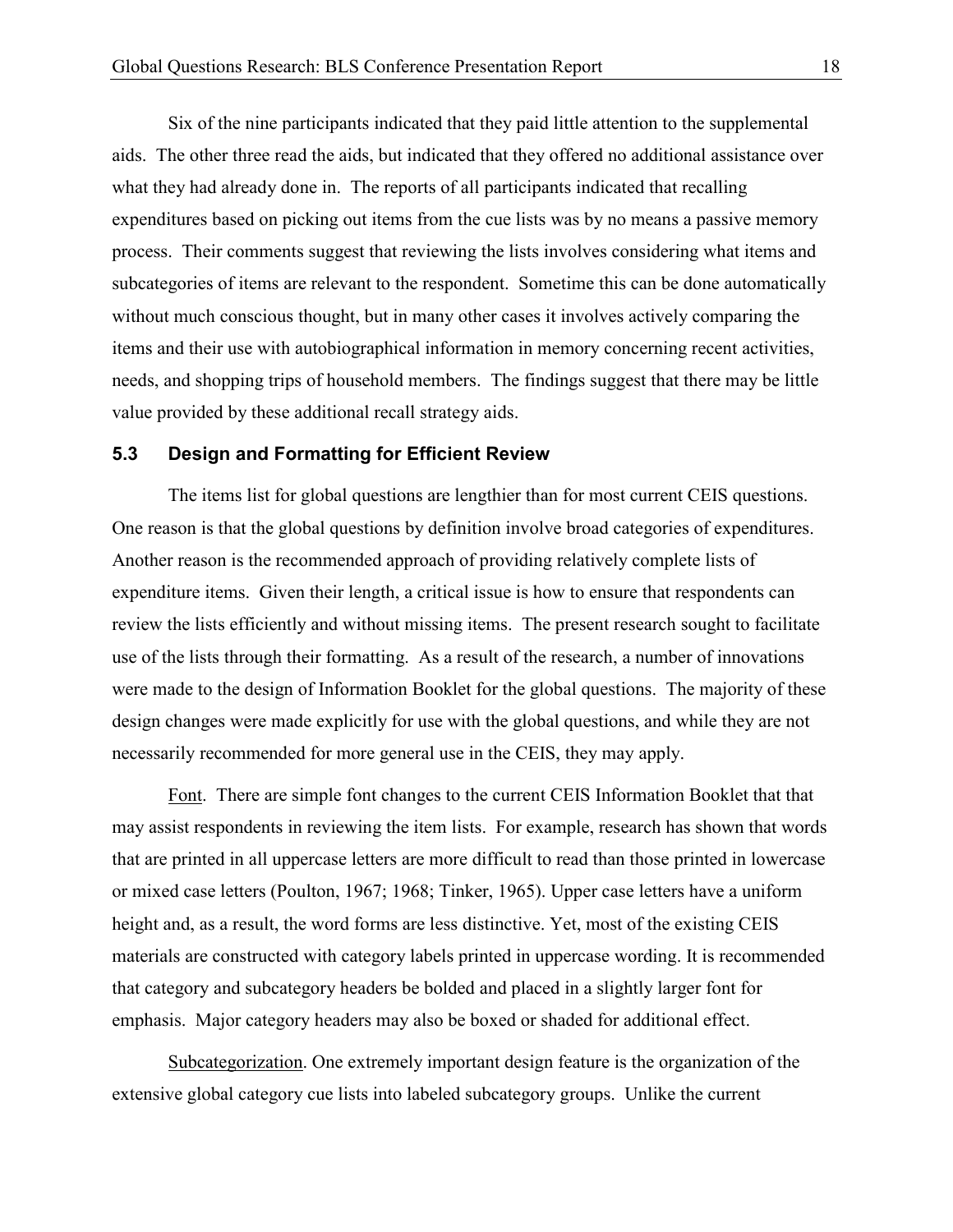Six of the nine participants indicated that they paid little attention to the supplemental aids. The other three read the aids, but indicated that they offered no additional assistance over what they had already done in. The reports of all participants indicated that recalling expenditures based on picking out items from the cue lists was by no means a passive memory process. Their comments suggest that reviewing the lists involves considering what items and subcategories of items are relevant to the respondent. Sometime this can be done automatically without much conscious thought, but in many other cases it involves actively comparing the items and their use with autobiographical information in memory concerning recent activities, needs, and shopping trips of household members. The findings suggest that there may be little value provided by these additional recall strategy aids.

### 5.3 Design and Formatting for Efficient Review

The items list for global questions are lengthier than for most current CEIS questions. One reason is that the global questions by definition involve broad categories of expenditures. Another reason is the recommended approach of providing relatively complete lists of expenditure items. Given their length, a critical issue is how to ensure that respondents can review the lists efficiently and without missing items. The present research sought to facilitate use of the lists through their formatting. As a result of the research, a number of innovations were made to the design of Information Booklet for the global questions. The majority of these design changes were made explicitly for use with the global questions, and while they are not necessarily recommended for more general use in the CEIS, they may apply.

Font. There are simple font changes to the current CEIS Information Booklet that that may assist respondents in reviewing the item lists. For example, research has shown that words that are printed in all uppercase letters are more difficult to read than those printed in lowercase or mixed case letters (Poulton, 1967; 1968; Tinker, 1965). Upper case letters have a uniform height and, as a result, the word forms are less distinctive. Yet, most of the existing CEIS materials are constructed with category labels printed in uppercase wording. It is recommended that category and subcategory headers be bolded and placed in a slightly larger font for emphasis. Major category headers may also be boxed or shaded for additional effect.

Subcategorization. One extremely important design feature is the organization of the extensive global category cue lists into labeled subcategory groups. Unlike the current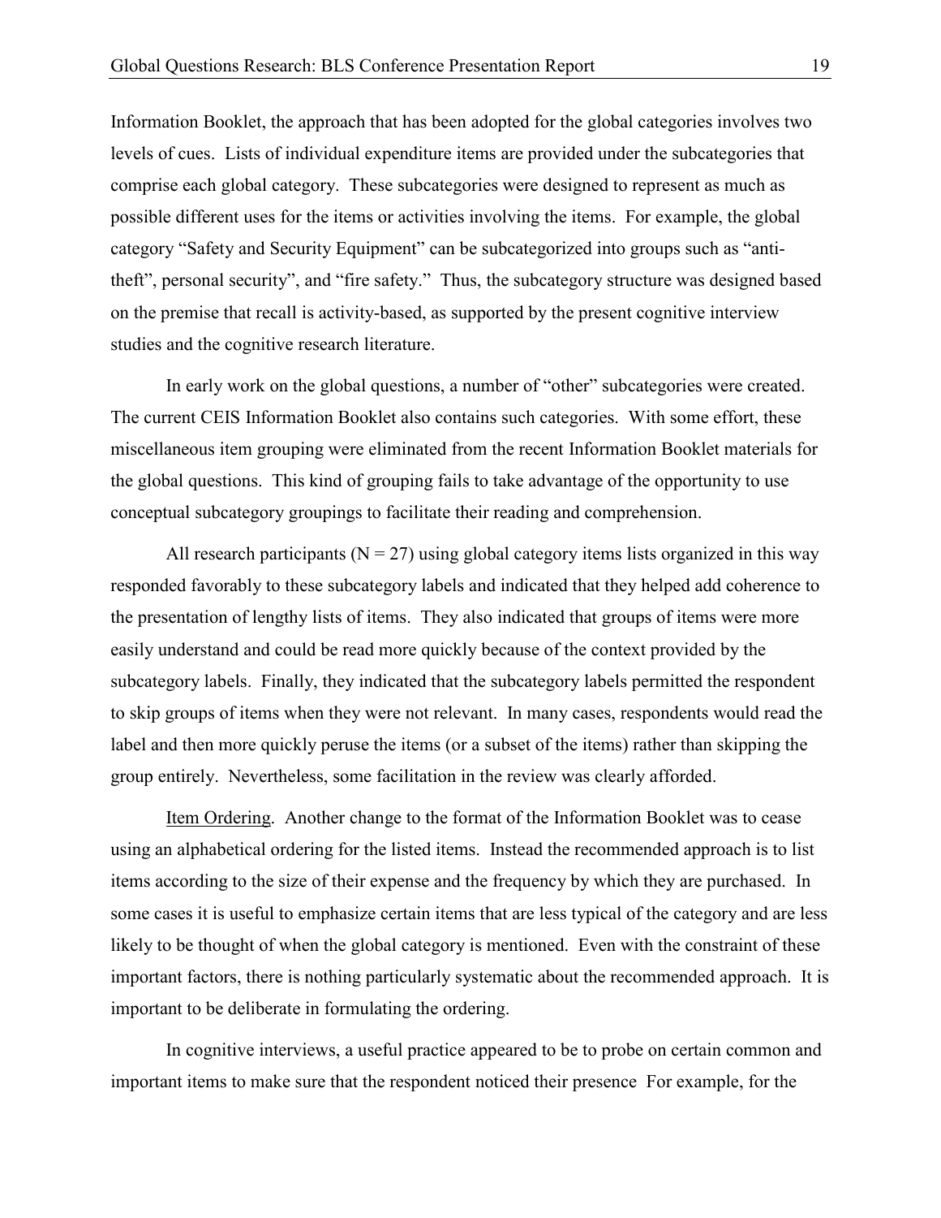Information Booklet, the approach that has been adopted for the global categories involves two levels of cues. Lists of individual expenditure items are provided under the subcategories that comprise each global category. These subcategories were designed to represent as much as possible different uses for the items or activities involving the items. For example, the global category "Safety and Security Equipment" can be subcategorized into groups such as "anti-theft", personal security", and "fire safety." Thus, the subcategory structure was designed based on the premise that recall is activity-based, as supported by the present cognitive interview studies and the cognitive research literature.

In early work on the global questions, a number of "other" subcategories were created. The current CEIS Information Booklet also contains such categories. With some effort, these miscellaneous item grouping were eliminated from the recent Information Booklet materials for the global questions. This kind of grouping fails to take advantage of the opportunity to use conceptual subcategory groupings to facilitate their reading and comprehension.

All research participants (N = 27) using global category items lists organized in this way responded favorably to these subcategory labels and indicated that they helped add coherence to the presentation of lengthy lists of items. They also indicated that groups of items were more easily understand and could be read more quickly because of the context provided by the subcategory labels. Finally, they indicated that the subcategory labels permitted the respondent to skip groups of items when they were not relevant. In many cases, respondents would read the label and then more quickly peruse the items (or a subset of the items) rather than skipping the group entirely. Nevertheless, some facilitation in the review was clearly afforded.

<u>Item Ordering</u>. Another change to the format of the Information Booklet was to cease using an alphabetical ordering for the listed items. Instead the recommended approach is to list items according to the size of their expense and the frequency by which they are purchased. In some cases it is useful to emphasize certain items that are less typical of the category and are less likely to be thought of when the global category is mentioned. Even with the constraint of these important factors, there is nothing particularly systematic about the recommended approach. It is important to be deliberate in formulating the ordering.

In cognitive interviews, a useful practice appeared to be to probe on certain common and important items to make sure that the respondent noticed their presence For example, for the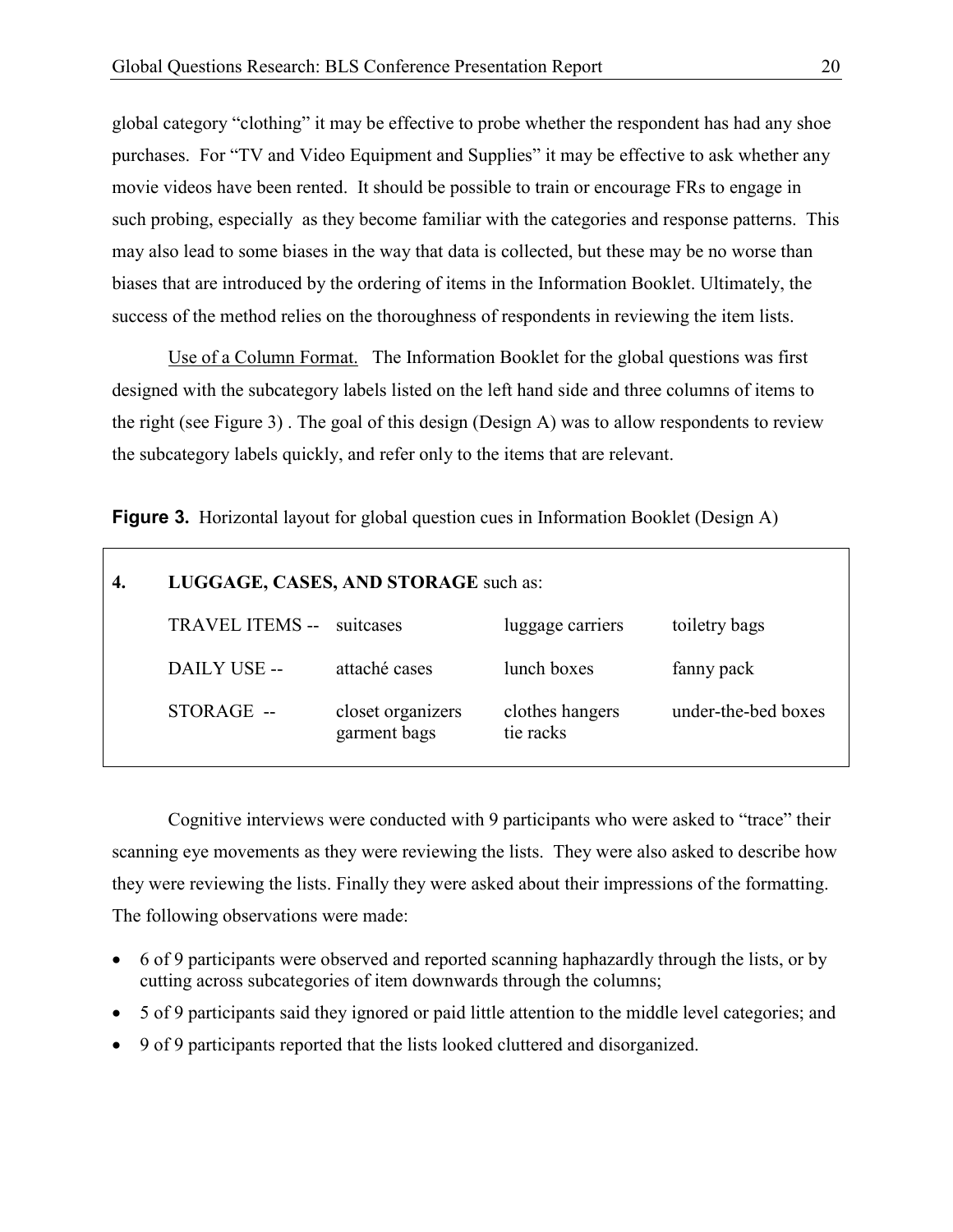global category "clothing" it may be effective to probe whether the respondent has had any shoe purchases. For "TV and Video Equipment and Supplies" it may be effective to ask whether any movie videos have been rented. It should be possible to train or encourage FRs to engage in such probing, especially as they become familiar with the categories and response patterns. This may also lead to some biases in the way that data is collected, but these may be no worse than biases that are introduced by the ordering of items in the Information Booklet. Ultimately, the success of the method relies on the thoroughness of respondents in reviewing the item lists.

Use of a Column Format. The Information Booklet for the global questions was first designed with the subcategory labels listed on the left hand side and three columns of items to the right (see Figure 3) . The goal of this design (Design A) was to allow respondents to review the subcategory labels quickly, and refer only to the items that are relevant.

**Figure 3.** Horizontal layout for global question cues in Information Booklet (Design A)

**4. LUGGAGE, CASES, AND STORAGE** such as:

| | | | |
|---|---|---|---|
| TRAVEL ITEMS -- | suitcases | luggage carriers | toiletry bags |
| DAILY USE -- | attaché cases | lunch boxes | fanny pack |
| STORAGE -- | closet organizers<br>garment bags | clothes hangers<br>tie racks | under-the-bed boxes |

Cognitive interviews were conducted with 9 participants who were asked to "trace" their scanning eye movements as they were reviewing the lists. They were also asked to describe how they were reviewing the lists. Finally they were asked about their impressions of the formatting. The following observations were made:

- 6 of 9 participants were observed and reported scanning haphazardly through the lists, or by cutting across subcategories of item downwards through the columns;
- 5 of 9 participants said they ignored or paid little attention to the middle level categories; and
- 9 of 9 participants reported that the lists looked cluttered and disorganized.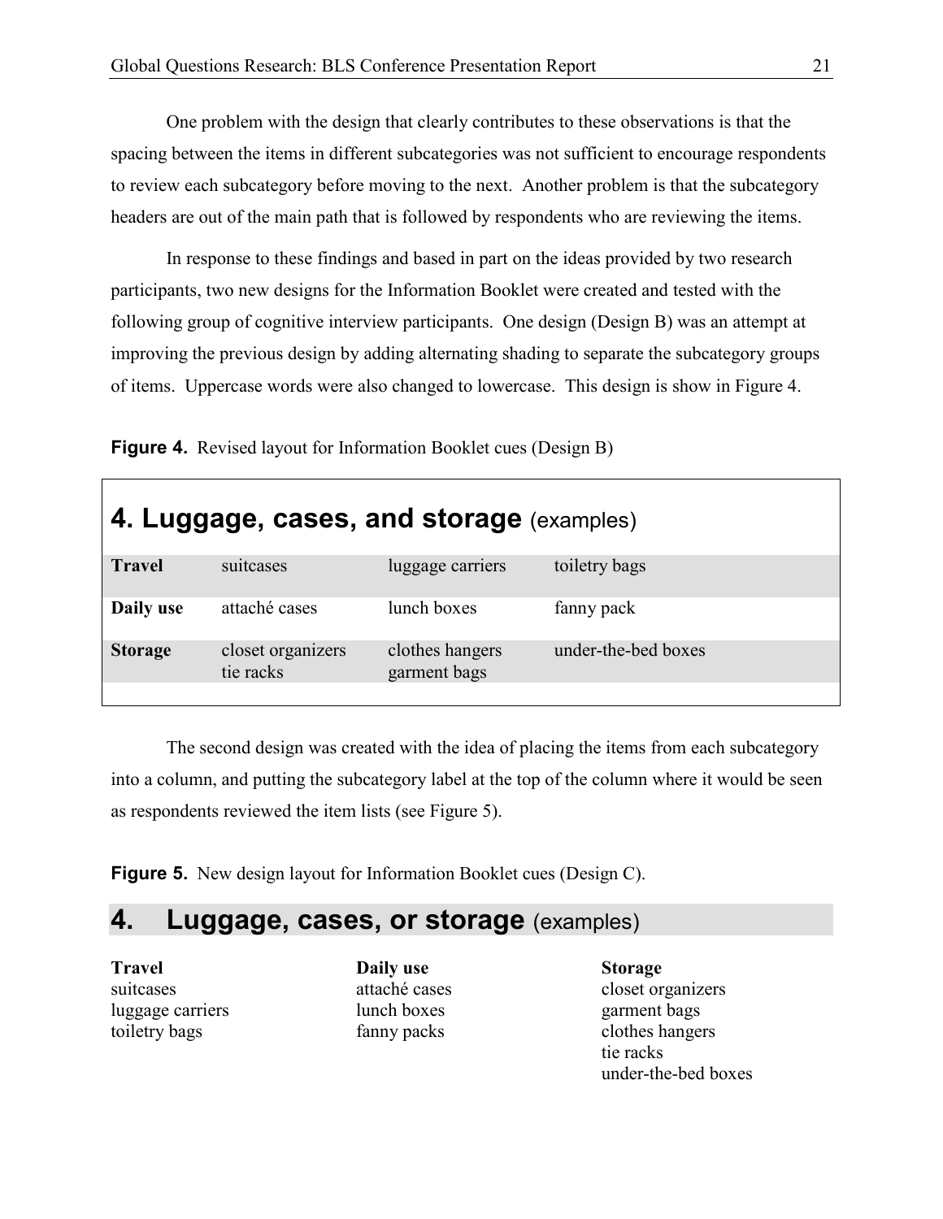One problem with the design that clearly contributes to these observations is that the spacing between the items in different subcategories was not sufficient to encourage respondents to review each subcategory before moving to the next. Another problem is that the subcategory headers are out of the main path that is followed by respondents who are reviewing the items.

In response to these findings and based in part on the ideas provided by two research participants, two new designs for the Information Booklet were created and tested with the following group of cognitive interview participants. One design (Design B) was an attempt at improving the previous design by adding alternating shading to separate the subcategory groups of items. Uppercase words were also changed to lowercase. This design is show in Figure 4.

**Figure 4.** Revised layout for Information Booklet cues (Design B)

## 4. Luggage, cases, and storage (examples)

| | | | |
|---|---|---|---|
| **Travel** | suitcases | luggage carriers | toiletry bags |
| **Daily use** | attaché cases | lunch boxes | fanny pack |
| **Storage** | closet organizers<br>tie racks | clothes hangers<br>garment bags | under-the-bed boxes |

The second design was created with the idea of placing the items from each subcategory into a column, and putting the subcategory label at the top of the column where it would be seen as respondents reviewed the item lists (see Figure 5).

**Figure 5.** New design layout for Information Booklet cues (Design C).

## 4. Luggage, cases, or storage (examples)

| **Travel** | **Daily use** | **Storage** |
|---|---|---|
| suitcases | attaché cases | closet organizers |
| luggage carriers | lunch boxes | garment bags |
| toiletry bags | fanny packs | clothes hangers |
| | | tie racks |
| | | under-the-bed boxes |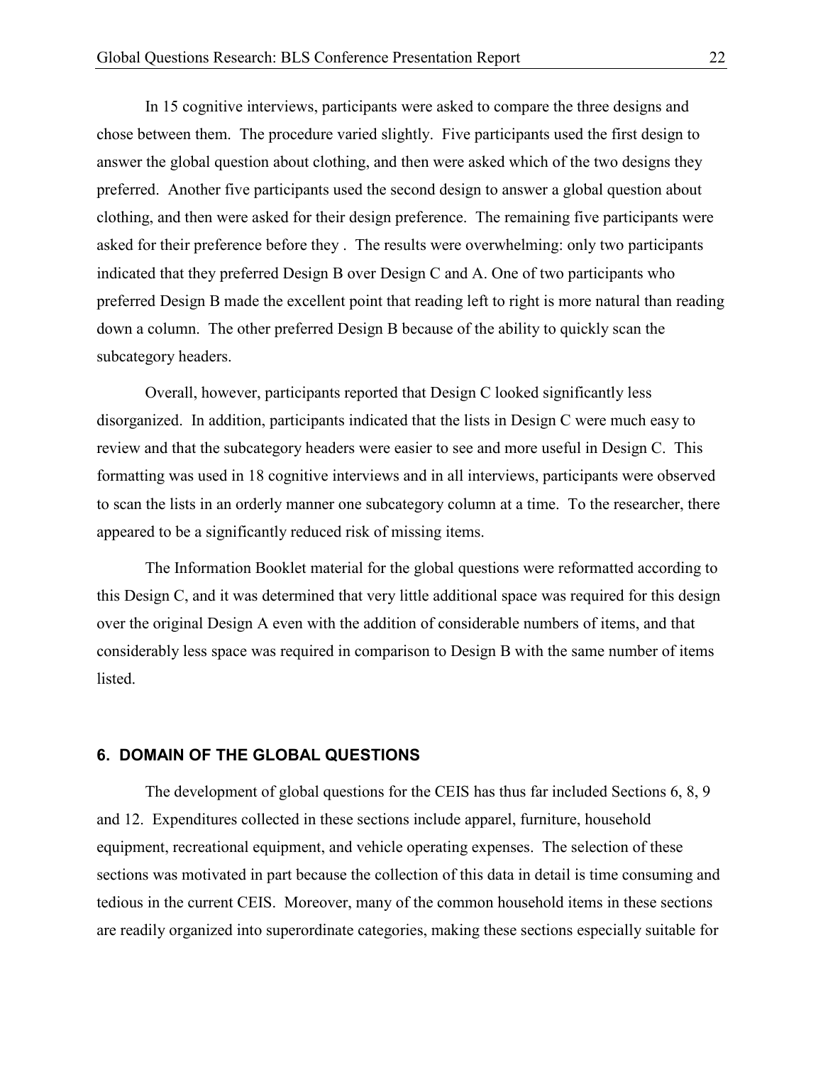In 15 cognitive interviews, participants were asked to compare the three designs and chose between them. The procedure varied slightly. Five participants used the first design to answer the global question about clothing, and then were asked which of the two designs they preferred. Another five participants used the second design to answer a global question about clothing, and then were asked for their design preference. The remaining five participants were asked for their preference before they . The results were overwhelming: only two participants indicated that they preferred Design B over Design C and A. One of two participants who preferred Design B made the excellent point that reading left to right is more natural than reading down a column. The other preferred Design B because of the ability to quickly scan the subcategory headers.

Overall, however, participants reported that Design C looked significantly less disorganized. In addition, participants indicated that the lists in Design C were much easy to review and that the subcategory headers were easier to see and more useful in Design C. This formatting was used in 18 cognitive interviews and in all interviews, participants were observed to scan the lists in an orderly manner one subcategory column at a time. To the researcher, there appeared to be a significantly reduced risk of missing items.

The Information Booklet material for the global questions were reformatted according to this Design C, and it was determined that very little additional space was required for this design over the original Design A even with the addition of considerable numbers of items, and that considerably less space was required in comparison to Design B with the same number of items listed.

## 6. DOMAIN OF THE GLOBAL QUESTIONS

The development of global questions for the CEIS has thus far included Sections 6, 8, 9 and 12. Expenditures collected in these sections include apparel, furniture, household equipment, recreational equipment, and vehicle operating expenses. The selection of these sections was motivated in part because the collection of this data in detail is time consuming and tedious in the current CEIS. Moreover, many of the common household items in these sections are readily organized into superordinate categories, making these sections especially suitable for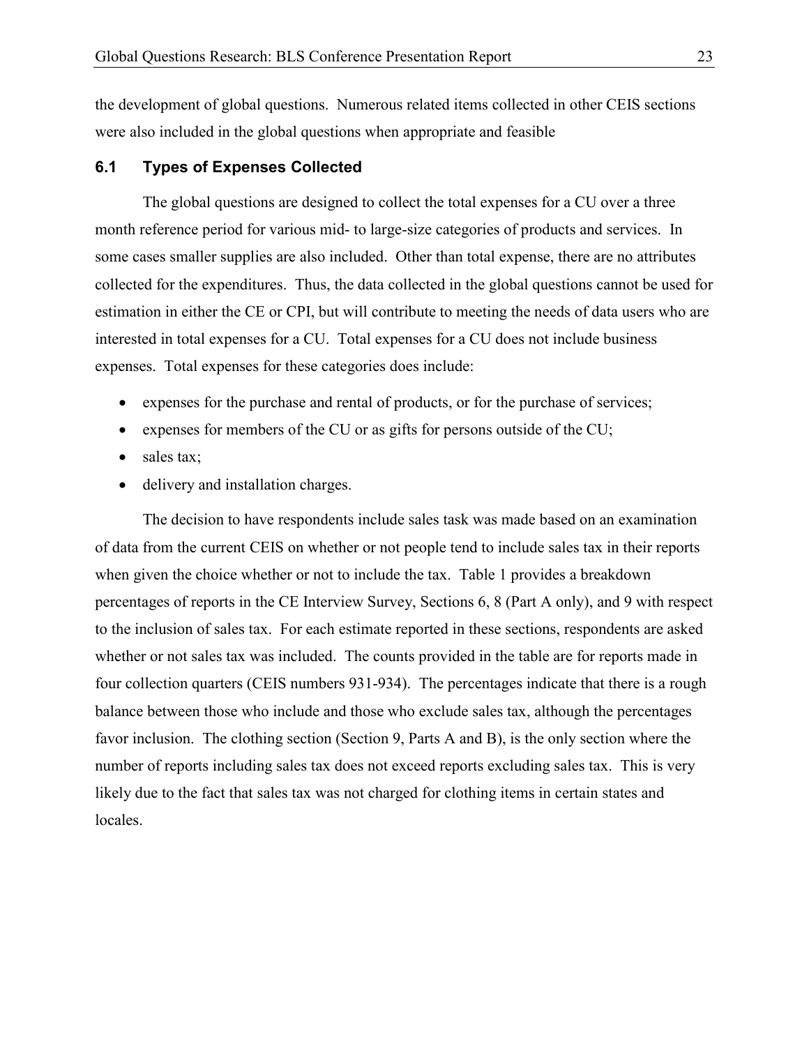the development of global questions. Numerous related items collected in other CEIS sections were also included in the global questions when appropriate and feasible

### 6.1 Types of Expenses Collected

The global questions are designed to collect the total expenses for a CU over a three month reference period for various mid- to large-size categories of products and services. In some cases smaller supplies are also included. Other than total expense, there are no attributes collected for the expenditures. Thus, the data collected in the global questions cannot be used for estimation in either the CE or CPI, but will contribute to meeting the needs of data users who are interested in total expenses for a CU. Total expenses for a CU does not include business expenses. Total expenses for these categories does include:

- expenses for the purchase and rental of products, or for the purchase of services;
- expenses for members of the CU or as gifts for persons outside of the CU;
- sales tax;
- delivery and installation charges.

The decision to have respondents include sales task was made based on an examination of data from the current CEIS on whether or not people tend to include sales tax in their reports when given the choice whether or not to include the tax. Table 1 provides a breakdown percentages of reports in the CE Interview Survey, Sections 6, 8 (Part A only), and 9 with respect to the inclusion of sales tax. For each estimate reported in these sections, respondents are asked whether or not sales tax was included. The counts provided in the table are for reports made in four collection quarters (CEIS numbers 931-934). The percentages indicate that there is a rough balance between those who include and those who exclude sales tax, although the percentages favor inclusion. The clothing section (Section 9, Parts A and B), is the only section where the number of reports including sales tax does not exceed reports excluding sales tax. This is very likely due to the fact that sales tax was not charged for clothing items in certain states and locales.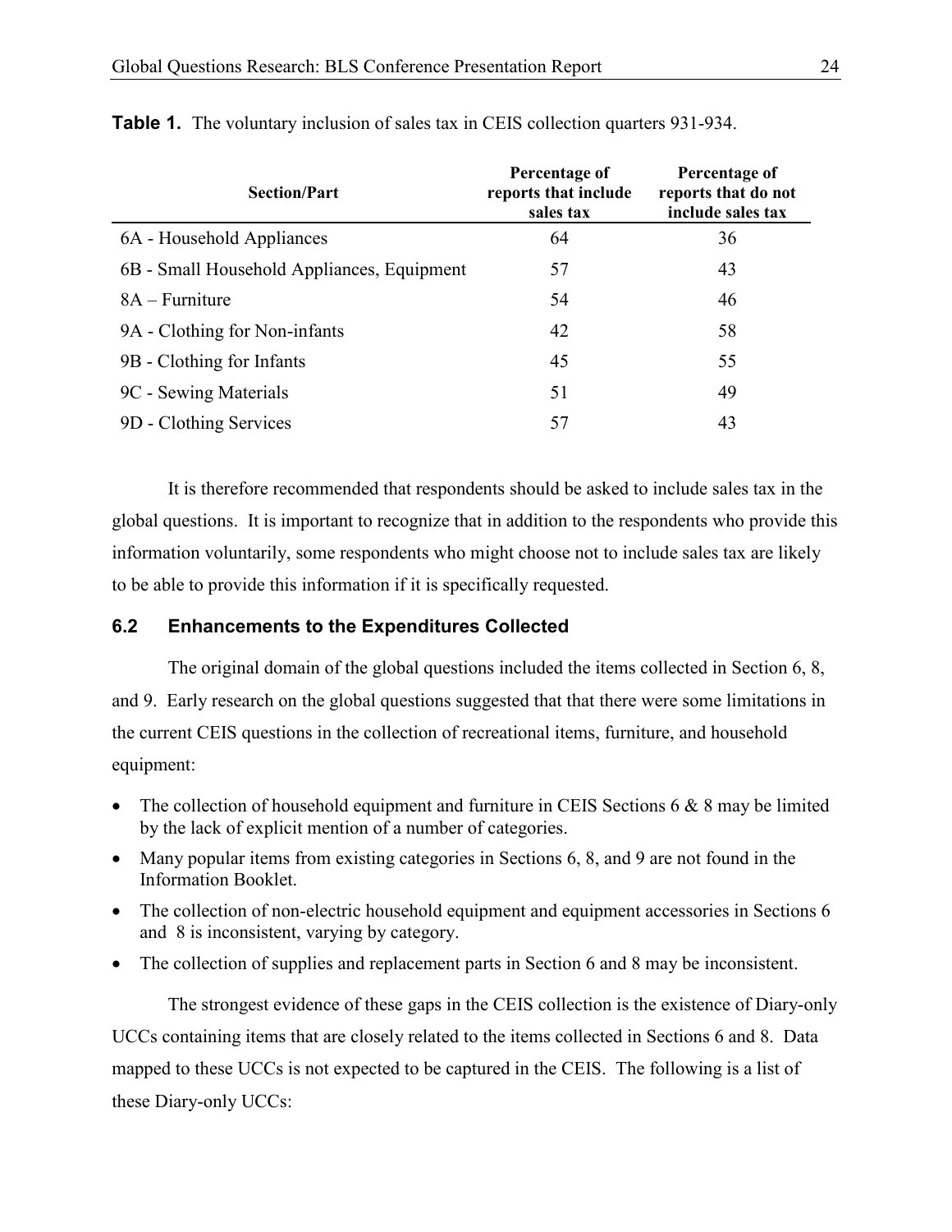**Table 1.** The voluntary inclusion of sales tax in CEIS collection quarters 931-934.

| Section/Part | Percentage of reports that include sales tax | Percentage of reports that do not include sales tax |
|---|---|---|
| 6A - Household Appliances | 64 | 36 |
| 6B - Small Household Appliances, Equipment | 57 | 43 |
| 8A – Furniture | 54 | 46 |
| 9A - Clothing for Non-infants | 42 | 58 |
| 9B - Clothing for Infants | 45 | 55 |
| 9C - Sewing Materials | 51 | 49 |
| 9D - Clothing Services | 57 | 43 |

It is therefore recommended that respondents should be asked to include sales tax in the global questions. It is important to recognize that in addition to the respondents who provide this information voluntarily, some respondents who might choose not to include sales tax are likely to be able to provide this information if it is specifically requested.

### 6.2 Enhancements to the Expenditures Collected

The original domain of the global questions included the items collected in Section 6, 8, and 9. Early research on the global questions suggested that that there were some limitations in the current CEIS questions in the collection of recreational items, furniture, and household equipment:

- The collection of household equipment and furniture in CEIS Sections 6 & 8 may be limited by the lack of explicit mention of a number of categories.
- Many popular items from existing categories in Sections 6, 8, and 9 are not found in the Information Booklet.
- The collection of non-electric household equipment and equipment accessories in Sections 6 and 8 is inconsistent, varying by category.
- The collection of supplies and replacement parts in Section 6 and 8 may be inconsistent.

The strongest evidence of these gaps in the CEIS collection is the existence of Diary-only UCCs containing items that are closely related to the items collected in Sections 6 and 8. Data mapped to these UCCs is not expected to be captured in the CEIS. The following is a list of these Diary-only UCCs: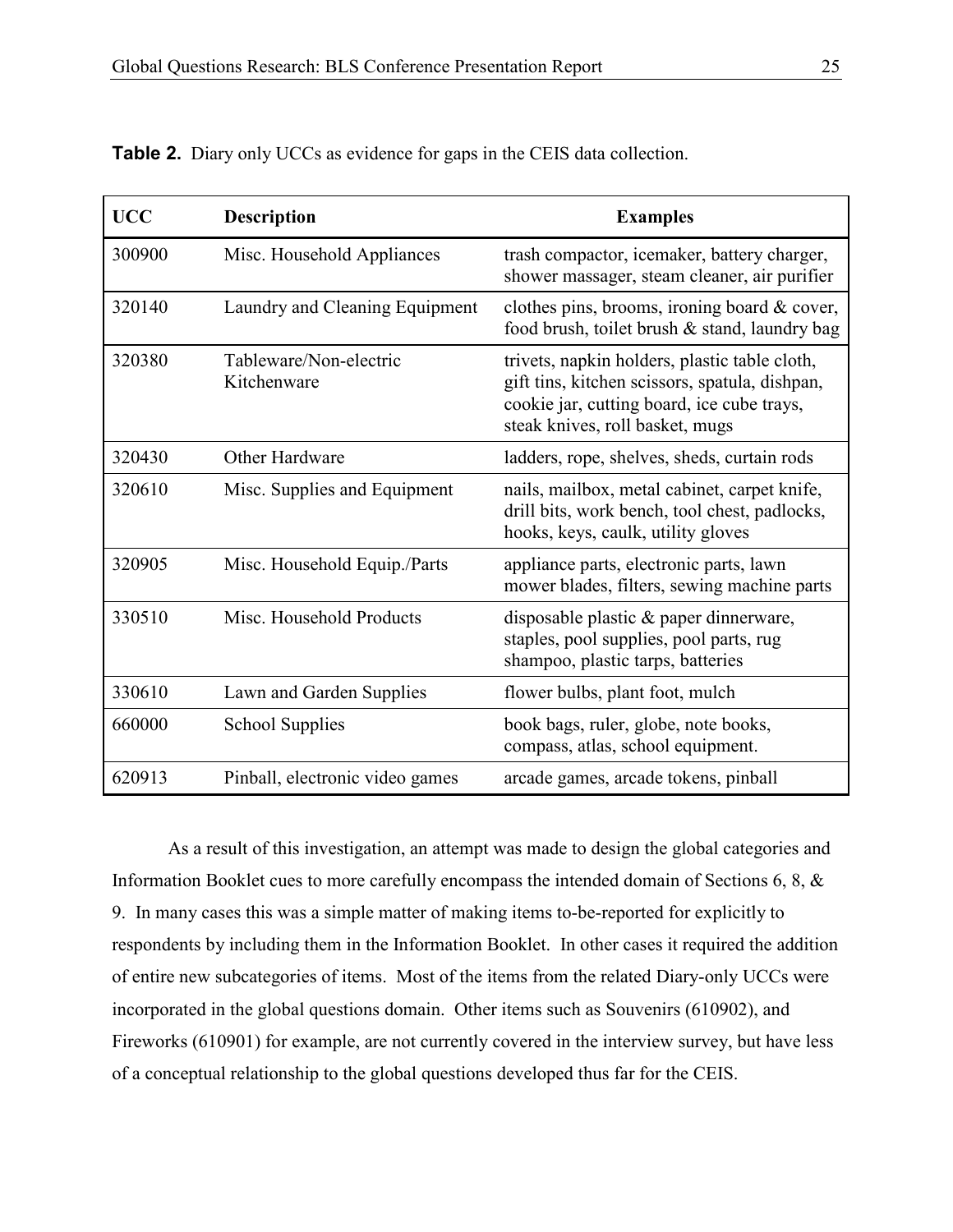**Table 2.** Diary only UCCs as evidence for gaps in the CEIS data collection.

| UCC | Description | Examples |
|---|---|---|
| 300900 | Misc. Household Appliances | trash compactor, icemaker, battery charger, shower massager, steam cleaner, air purifier |
| 320140 | Laundry and Cleaning Equipment | clothes pins, brooms, ironing board & cover, food brush, toilet brush & stand, laundry bag |
| 320380 | Tableware/Non-electric Kitchenware | trivets, napkin holders, plastic table cloth, gift tins, kitchen scissors, spatula, dishpan, cookie jar, cutting board, ice cube trays, steak knives, roll basket, mugs |
| 320430 | Other Hardware | ladders, rope, shelves, sheds, curtain rods |
| 320610 | Misc. Supplies and Equipment | nails, mailbox, metal cabinet, carpet knife, drill bits, work bench, tool chest, padlocks, hooks, keys, caulk, utility gloves |
| 320905 | Misc. Household Equip./Parts | appliance parts, electronic parts, lawn mower blades, filters, sewing machine parts |
| 330510 | Misc. Household Products | disposable plastic & paper dinnerware, staples, pool supplies, pool parts, rug shampoo, plastic tarps, batteries |
| 330610 | Lawn and Garden Supplies | flower bulbs, plant foot, mulch |
| 660000 | School Supplies | book bags, ruler, globe, note books, compass, atlas, school equipment. |
| 620913 | Pinball, electronic video games | arcade games, arcade tokens, pinball |

As a result of this investigation, an attempt was made to design the global categories and Information Booklet cues to more carefully encompass the intended domain of Sections 6, 8, & 9. In many cases this was a simple matter of making items to-be-reported for explicitly to respondents by including them in the Information Booklet. In other cases it required the addition of entire new subcategories of items. Most of the items from the related Diary-only UCCs were incorporated in the global questions domain. Other items such as Souvenirs (610902), and Fireworks (610901) for example, are not currently covered in the interview survey, but have less of a conceptual relationship to the global questions developed thus far for the CEIS.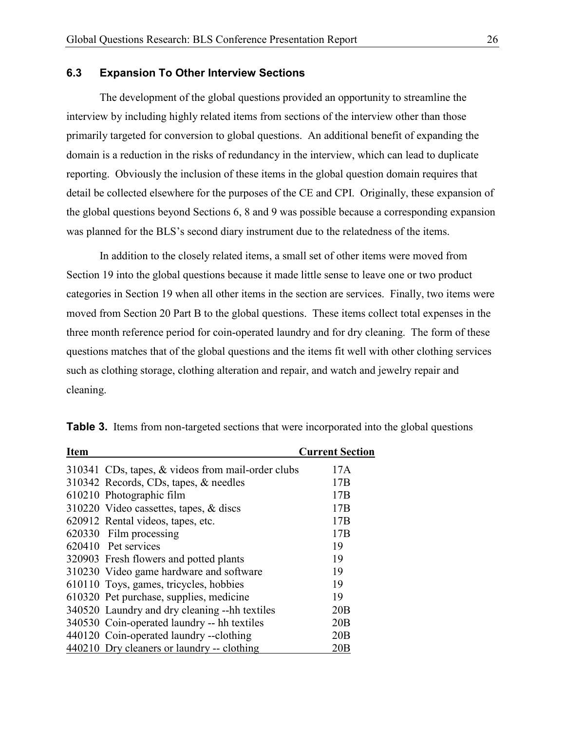### 6.3 Expansion To Other Interview Sections

The development of the global questions provided an opportunity to streamline the interview by including highly related items from sections of the interview other than those primarily targeted for conversion to global questions. An additional benefit of expanding the domain is a reduction in the risks of redundancy in the interview, which can lead to duplicate reporting. Obviously the inclusion of these items in the global question domain requires that detail be collected elsewhere for the purposes of the CE and CPI. Originally, these expansion of the global questions beyond Sections 6, 8 and 9 was possible because a corresponding expansion was planned for the BLS's second diary instrument due to the relatedness of the items.

In addition to the closely related items, a small set of other items were moved from Section 19 into the global questions because it made little sense to leave one or two product categories in Section 19 when all other items in the section are services. Finally, two items were moved from Section 20 Part B to the global questions. These items collect total expenses in the three month reference period for coin-operated laundry and for dry cleaning. The form of these questions matches that of the global questions and the items fit well with other clothing services such as clothing storage, clothing alteration and repair, and watch and jewelry repair and cleaning.

**Table 3.** Items from non-targeted sections that were incorporated into the global questions

| Item | Current Section |
|---|---|
| 310341 CDs, tapes, & videos from mail-order clubs | 17A |
| 310342 Records, CDs, tapes, & needles | 17B |
| 610210 Photographic film | 17B |
| 310220 Video cassettes, tapes, & discs | 17B |
| 620912 Rental videos, tapes, etc. | 17B |
| 620330 Film processing | 17B |
| 620410 Pet services | 19 |
| 320903 Fresh flowers and potted plants | 19 |
| 310230 Video game hardware and software | 19 |
| 610110 Toys, games, tricycles, hobbies | 19 |
| 610320 Pet purchase, supplies, medicine | 19 |
| 340520 Laundry and dry cleaning --hh textiles | 20B |
| 340530 Coin-operated laundry -- hh textiles | 20B |
| 440120 Coin-operated laundry --clothing | 20B |
| 440210 Dry cleaners or laundry -- clothing | 20B |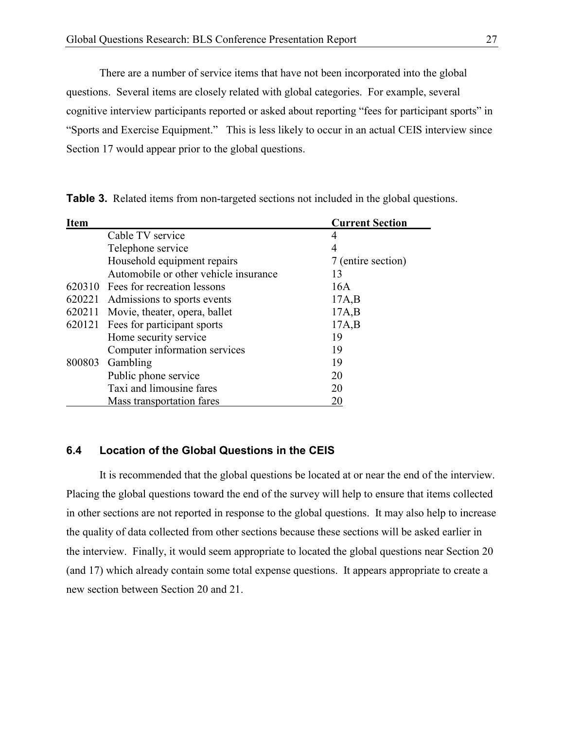There are a number of service items that have not been incorporated into the global questions. Several items are closely related with global categories. For example, several cognitive interview participants reported or asked about reporting "fees for participant sports" in "Sports and Exercise Equipment." This is less likely to occur in an actual CEIS interview since Section 17 would appear prior to the global questions.

**Table 3.** Related items from non-targeted sections not included in the global questions.

| Item | | Current Section |
|---|---|---|
| | Cable TV service | 4 |
| | Telephone service | 4 |
| | Household equipment repairs | 7 (entire section) |
| | Automobile or other vehicle insurance | 13 |
| 620310 | Fees for recreation lessons | 16A |
| 620221 | Admissions to sports events | 17A,B |
| 620211 | Movie, theater, opera, ballet | 17A,B |
| 620121 | Fees for participant sports | 17A,B |
| | Home security service | 19 |
| | Computer information services | 19 |
| 800803 | Gambling | 19 |
| | Public phone service | 20 |
| | Taxi and limousine fares | 20 |
| | Mass transportation fares | 20 |

### 6.4 Location of the Global Questions in the CEIS

It is recommended that the global questions be located at or near the end of the interview. Placing the global questions toward the end of the survey will help to ensure that items collected in other sections are not reported in response to the global questions. It may also help to increase the quality of data collected from other sections because these sections will be asked earlier in the interview. Finally, it would seem appropriate to located the global questions near Section 20 (and 17) which already contain some total expense questions. It appears appropriate to create a new section between Section 20 and 21.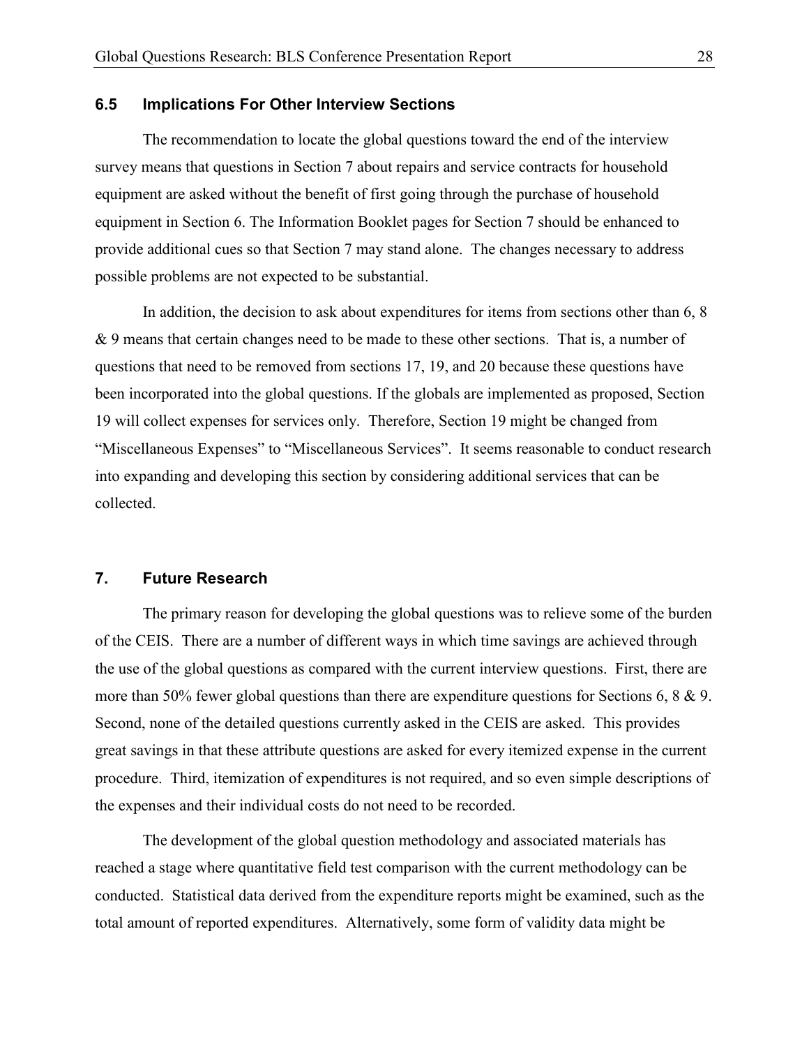## 6.5 Implications For Other Interview Sections

The recommendation to locate the global questions toward the end of the interview survey means that questions in Section 7 about repairs and service contracts for household equipment are asked without the benefit of first going through the purchase of household equipment in Section 6. The Information Booklet pages for Section 7 should be enhanced to provide additional cues so that Section 7 may stand alone. The changes necessary to address possible problems are not expected to be substantial.

In addition, the decision to ask about expenditures for items from sections other than 6, 8 & 9 means that certain changes need to be made to these other sections. That is, a number of questions that need to be removed from sections 17, 19, and 20 because these questions have been incorporated into the global questions. If the globals are implemented as proposed, Section 19 will collect expenses for services only. Therefore, Section 19 might be changed from "Miscellaneous Expenses" to "Miscellaneous Services". It seems reasonable to conduct research into expanding and developing this section by considering additional services that can be collected.

# 7. Future Research

The primary reason for developing the global questions was to relieve some of the burden of the CEIS. There are a number of different ways in which time savings are achieved through the use of the global questions as compared with the current interview questions. First, there are more than 50% fewer global questions than there are expenditure questions for Sections 6, 8 & 9. Second, none of the detailed questions currently asked in the CEIS are asked. This provides great savings in that these attribute questions are asked for every itemized expense in the current procedure. Third, itemization of expenditures is not required, and so even simple descriptions of the expenses and their individual costs do not need to be recorded.

The development of the global question methodology and associated materials has reached a stage where quantitative field test comparison with the current methodology can be conducted. Statistical data derived from the expenditure reports might be examined, such as the total amount of reported expenditures. Alternatively, some form of validity data might be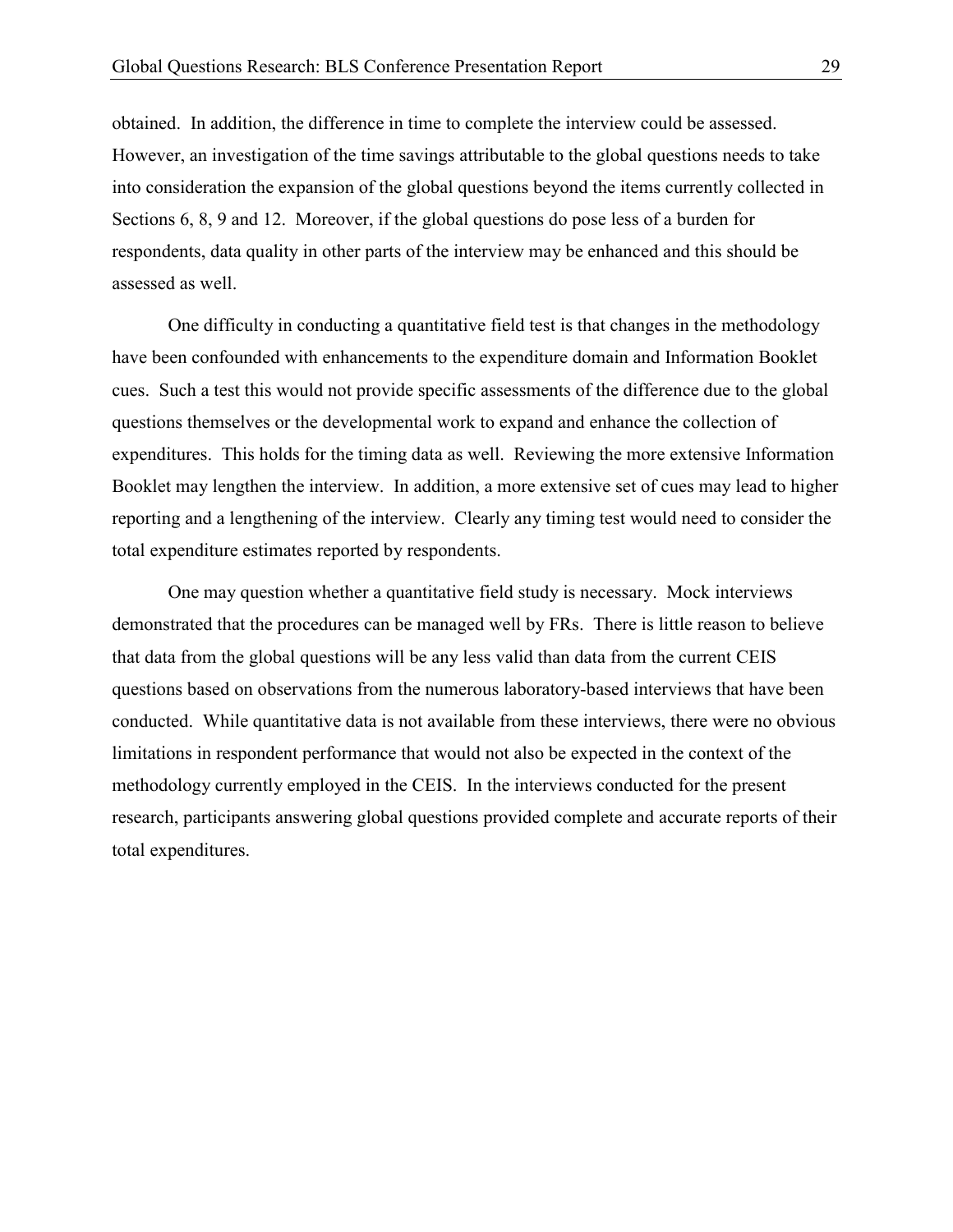obtained. In addition, the difference in time to complete the interview could be assessed. However, an investigation of the time savings attributable to the global questions needs to take into consideration the expansion of the global questions beyond the items currently collected in Sections 6, 8, 9 and 12. Moreover, if the global questions do pose less of a burden for respondents, data quality in other parts of the interview may be enhanced and this should be assessed as well.

One difficulty in conducting a quantitative field test is that changes in the methodology have been confounded with enhancements to the expenditure domain and Information Booklet cues. Such a test this would not provide specific assessments of the difference due to the global questions themselves or the developmental work to expand and enhance the collection of expenditures. This holds for the timing data as well. Reviewing the more extensive Information Booklet may lengthen the interview. In addition, a more extensive set of cues may lead to higher reporting and a lengthening of the interview. Clearly any timing test would need to consider the total expenditure estimates reported by respondents.

One may question whether a quantitative field study is necessary. Mock interviews demonstrated that the procedures can be managed well by FRs. There is little reason to believe that data from the global questions will be any less valid than data from the current CEIS questions based on observations from the numerous laboratory-based interviews that have been conducted. While quantitative data is not available from these interviews, there were no obvious limitations in respondent performance that would not also be expected in the context of the methodology currently employed in the CEIS. In the interviews conducted for the present research, participants answering global questions provided complete and accurate reports of their total expenditures.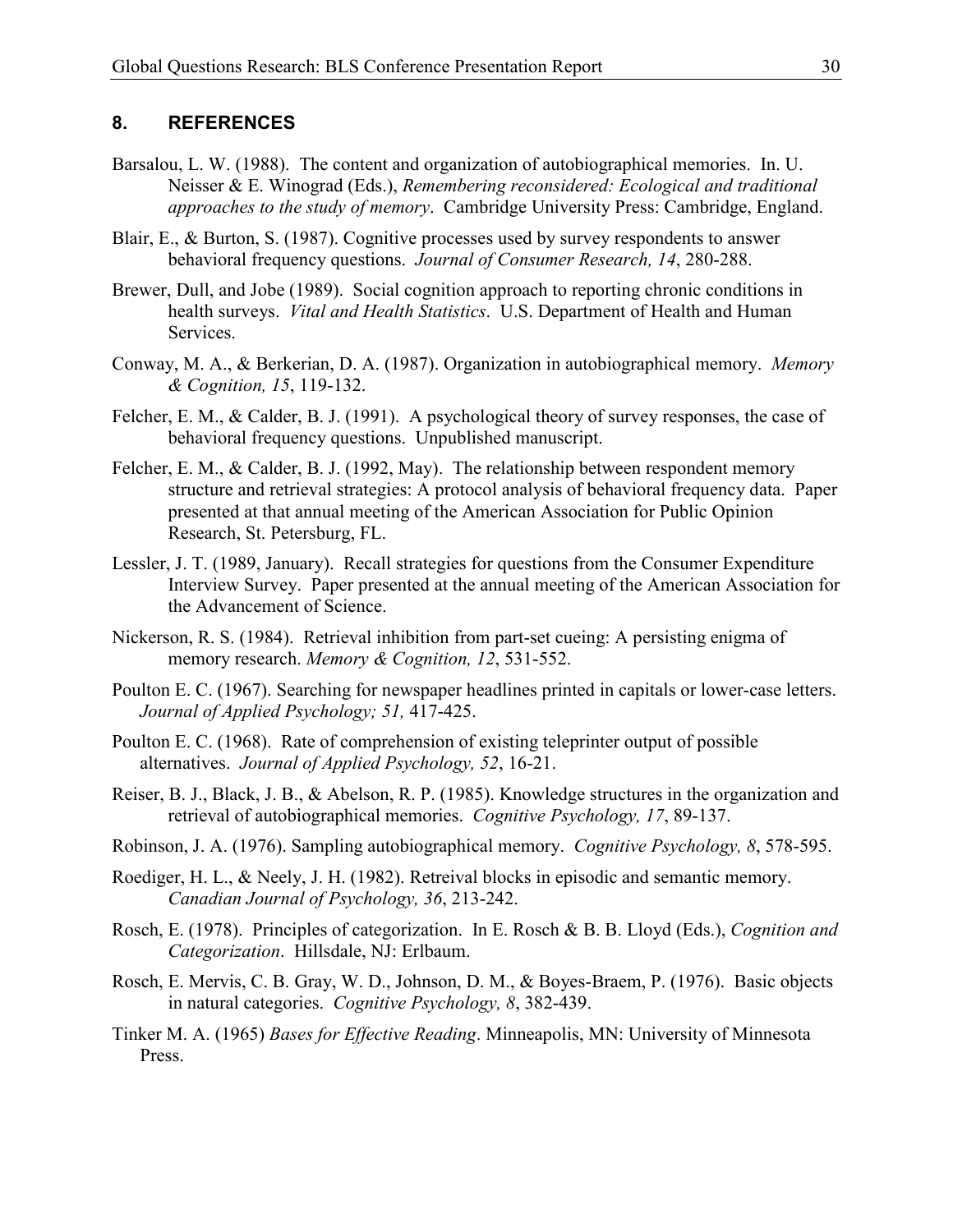## 8. REFERENCES

Barsalou, L. W. (1988). The content and organization of autobiographical memories. In. U. Neisser & E. Winograd (Eds.), *Remembering reconsidered: Ecological and traditional approaches to the study of memory*. Cambridge University Press: Cambridge, England.

Blair, E., & Burton, S. (1987). Cognitive processes used by survey respondents to answer behavioral frequency questions. *Journal of Consumer Research, 14*, 280-288.

Brewer, Dull, and Jobe (1989). Social cognition approach to reporting chronic conditions in health surveys. *Vital and Health Statistics*. U.S. Department of Health and Human Services.

Conway, M. A., & Berkerian, D. A. (1987). Organization in autobiographical memory. *Memory & Cognition, 15*, 119-132.

Felcher, E. M., & Calder, B. J. (1991). A psychological theory of survey responses, the case of behavioral frequency questions. Unpublished manuscript.

Felcher, E. M., & Calder, B. J. (1992, May). The relationship between respondent memory structure and retrieval strategies: A protocol analysis of behavioral frequency data. Paper presented at that annual meeting of the American Association for Public Opinion Research, St. Petersburg, FL.

Lessler, J. T. (1989, January). Recall strategies for questions from the Consumer Expenditure Interview Survey. Paper presented at the annual meeting of the American Association for the Advancement of Science.

Nickerson, R. S. (1984). Retrieval inhibition from part-set cueing: A persisting enigma of memory research. *Memory & Cognition, 12*, 531-552.

Poulton E. C. (1967). Searching for newspaper headlines printed in capitals or lower-case letters. *Journal of Applied Psychology; 51,* 417-425.

Poulton E. C. (1968). Rate of comprehension of existing teleprinter output of possible alternatives. *Journal of Applied Psychology, 52*, 16-21.

Reiser, B. J., Black, J. B., & Abelson, R. P. (1985). Knowledge structures in the organization and retrieval of autobiographical memories. *Cognitive Psychology, 17*, 89-137.

Robinson, J. A. (1976). Sampling autobiographical memory. *Cognitive Psychology, 8*, 578-595.

Roediger, H. L., & Neely, J. H. (1982). Retreival blocks in episodic and semantic memory. *Canadian Journal of Psychology, 36*, 213-242.

Rosch, E. (1978). Principles of categorization. In E. Rosch & B. B. Lloyd (Eds.), *Cognition and Categorization*. Hillsdale, NJ: Erlbaum.

Rosch, E. Mervis, C. B. Gray, W. D., Johnson, D. M., & Boyes-Braem, P. (1976). Basic objects in natural categories. *Cognitive Psychology, 8*, 382-439.

Tinker M. A. (1965) *Bases for Effective Reading*. Minneapolis, MN: University of Minnesota Press.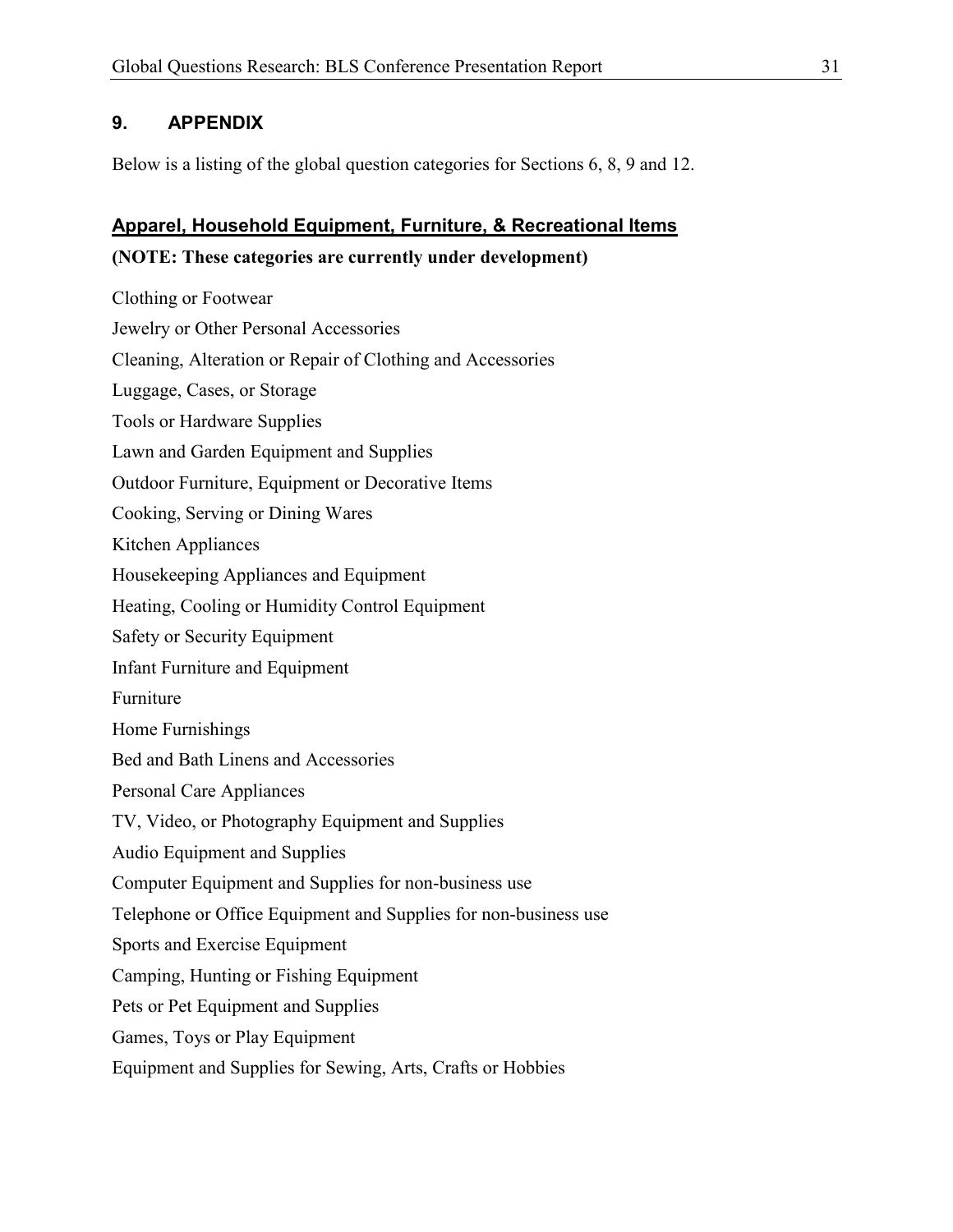## 9. APPENDIX

Below is a listing of the global question categories for Sections 6, 8, 9 and 12.

### Apparel, Household Equipment, Furniture, & Recreational Items

**(NOTE: These categories are currently under development)**

Clothing or Footwear

Jewelry or Other Personal Accessories

Cleaning, Alteration or Repair of Clothing and Accessories

Luggage, Cases, or Storage

Tools or Hardware Supplies

Lawn and Garden Equipment and Supplies

Outdoor Furniture, Equipment or Decorative Items

Cooking, Serving or Dining Wares

Kitchen Appliances

Housekeeping Appliances and Equipment

Heating, Cooling or Humidity Control Equipment

Safety or Security Equipment

Infant Furniture and Equipment

Furniture

Home Furnishings

Bed and Bath Linens and Accessories

Personal Care Appliances

TV, Video, or Photography Equipment and Supplies

Audio Equipment and Supplies

Computer Equipment and Supplies for non-business use

Telephone or Office Equipment and Supplies for non-business use

Sports and Exercise Equipment

Camping, Hunting or Fishing Equipment

Pets or Pet Equipment and Supplies

Games, Toys or Play Equipment

Equipment and Supplies for Sewing, Arts, Crafts or Hobbies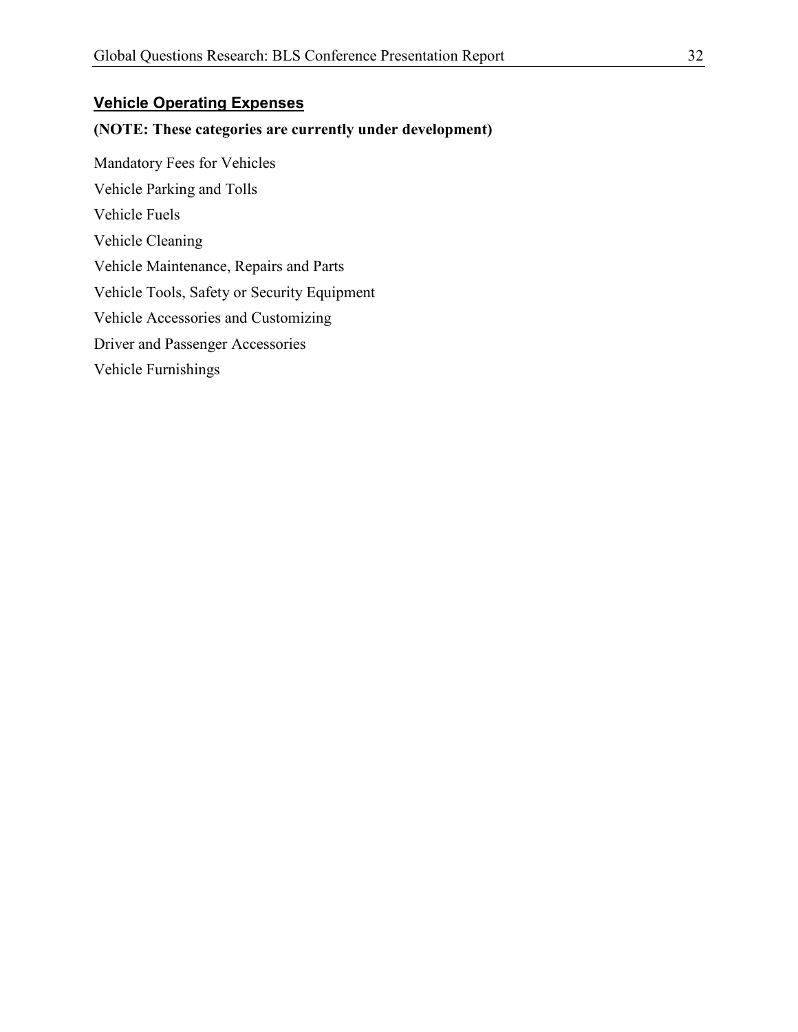## Vehicle Operating Expenses

**(NOTE: These categories are currently under development)**

Mandatory Fees for Vehicles

Vehicle Parking and Tolls

Vehicle Fuels

Vehicle Cleaning

Vehicle Maintenance, Repairs and Parts

Vehicle Tools, Safety or Security Equipment

Vehicle Accessories and Customizing

Driver and Passenger Accessories

Vehicle Furnishings